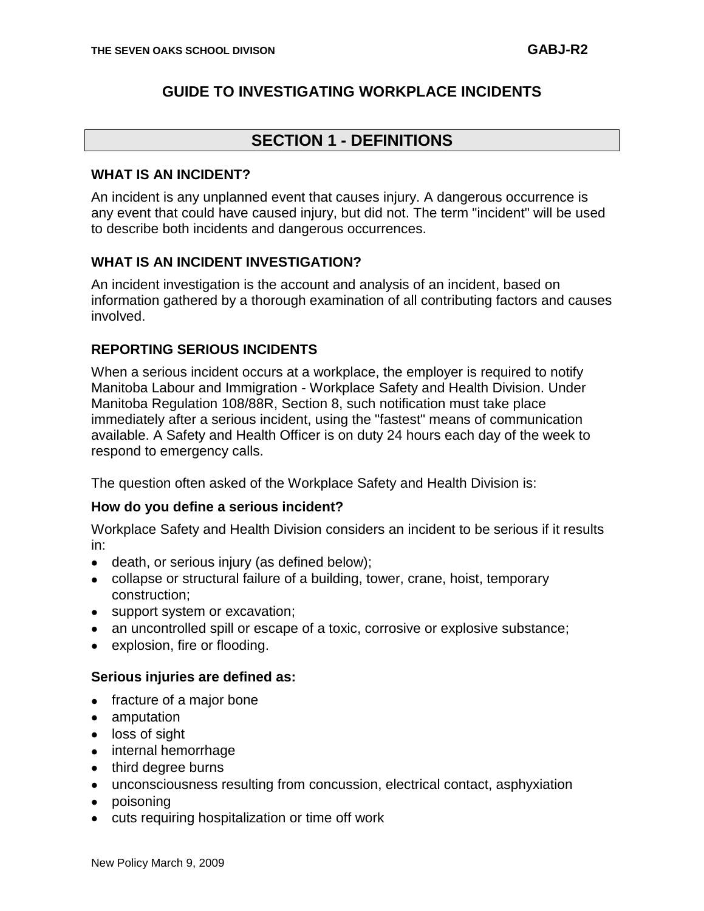# GUIDE TO INVESTIGATING WORKPLACE INCIDENTS

## SECTION 1 - DEFINITIONS

### WHAT IS AN INCIDENT?

An incident is any unplanned event that causes injury. A dangerous occurrence is any event that could have caused injury, but did not. The term "incident" will be used to describe both incidents and dangerous occurrences.

### WHAT IS AN INCIDENT INVESTIGATION?

An incident investigation is the account and analysis of an incident, based on information gathered by a thorough examination of all contributing factors and causes involved.

### REPORTING SERIOUS INCIDENTS

When a serious incident occurs at a workplace, the employer is required to notify Manitoba Labour and Immigration - Workplace Safety and Health Division. Under Manitoba Regulation 108/88R, Section 8, such notification must take place immediately after a serious incident, using the "fastest" means of communication available. A Safety and Health Officer is on duty 24 hours each day of the week to respond to emergency calls.

The question often asked of the Workplace Safety and Health Division is:

**How do you define a serious incident?**

Workplace Safety and Health Division considers an incident to be serious if it results in:

- death, or serious injury (as defined below);
- collapse or structural failure of a building, tower, crane, hoist, temporary construction;
- support system or excavation;
- an uncontrolled spill or escape of a toxic, corrosive or explosive substance;
- explosion, fire or flooding.

**Serious injuries are defined as:**

- fracture of a major bone
- amputation
- loss of sight
- internal hemorrhage
- third degree burns
- unconsciousness resulting from concussion, electrical contact, asphyxiation
- poisoning
- cuts requiring hospitalization or time off work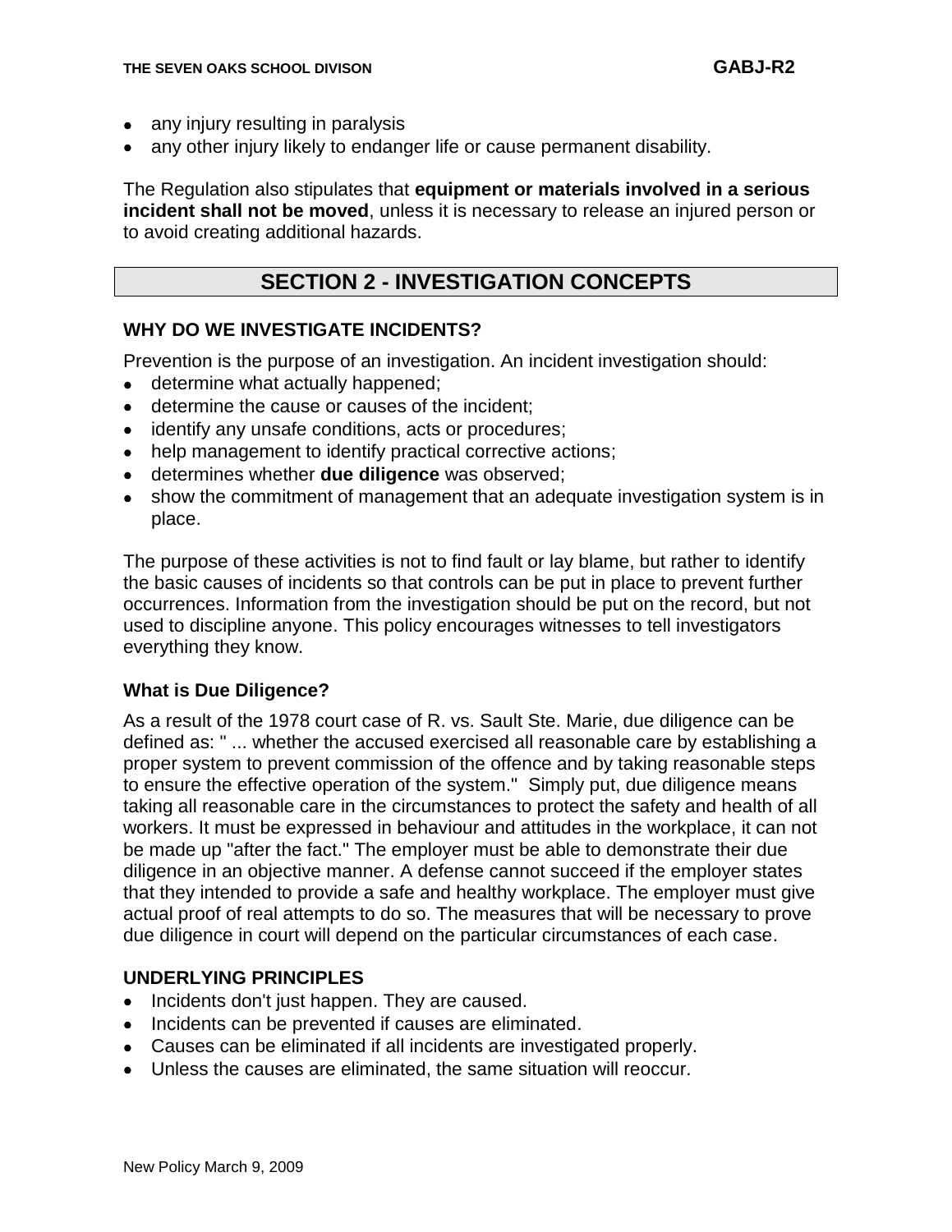- any injury resulting in paralysis
- any other injury likely to endanger life or cause permanent disability.

The Regulation also stipulates that **equipment or materials involved in a serious incident shall not be moved**, unless it is necessary to release an injured person or to avoid creating additional hazards.

## SECTION 2 - INVESTIGATION CONCEPTS

### WHY DO WE INVESTIGATE INCIDENTS?

Prevention is the purpose of an investigation. An incident investigation should:

- determine what actually happened;
- determine the cause or causes of the incident;
- identify any unsafe conditions, acts or procedures;
- help management to identify practical corrective actions;
- determines whether **due diligence** was observed;
- show the commitment of management that an adequate investigation system is in place.

The purpose of these activities is not to find fault or lay blame, but rather to identify the basic causes of incidents so that controls can be put in place to prevent further occurrences. Information from the investigation should be put on the record, but not used to discipline anyone. This policy encourages witnesses to tell investigators everything they know.

#### What is Due Diligence?

As a result of the 1978 court case of R. vs. Sault Ste. Marie, due diligence can be defined as: " ... whether the accused exercised all reasonable care by establishing a proper system to prevent commission of the offence and by taking reasonable steps to ensure the effective operation of the system." Simply put, due diligence means taking all reasonable care in the circumstances to protect the safety and health of all workers. It must be expressed in behaviour and attitudes in the workplace, it can not be made up "after the fact." The employer must be able to demonstrate their due diligence in an objective manner. A defense cannot succeed if the employer states that they intended to provide a safe and healthy workplace. The employer must give actual proof of real attempts to do so. The measures that will be necessary to prove due diligence in court will depend on the particular circumstances of each case.

### UNDERLYING PRINCIPLES

- Incidents don't just happen. They are caused.
- Incidents can be prevented if causes are eliminated.
- Causes can be eliminated if all incidents are investigated properly.
- Unless the causes are eliminated, the same situation will reoccur.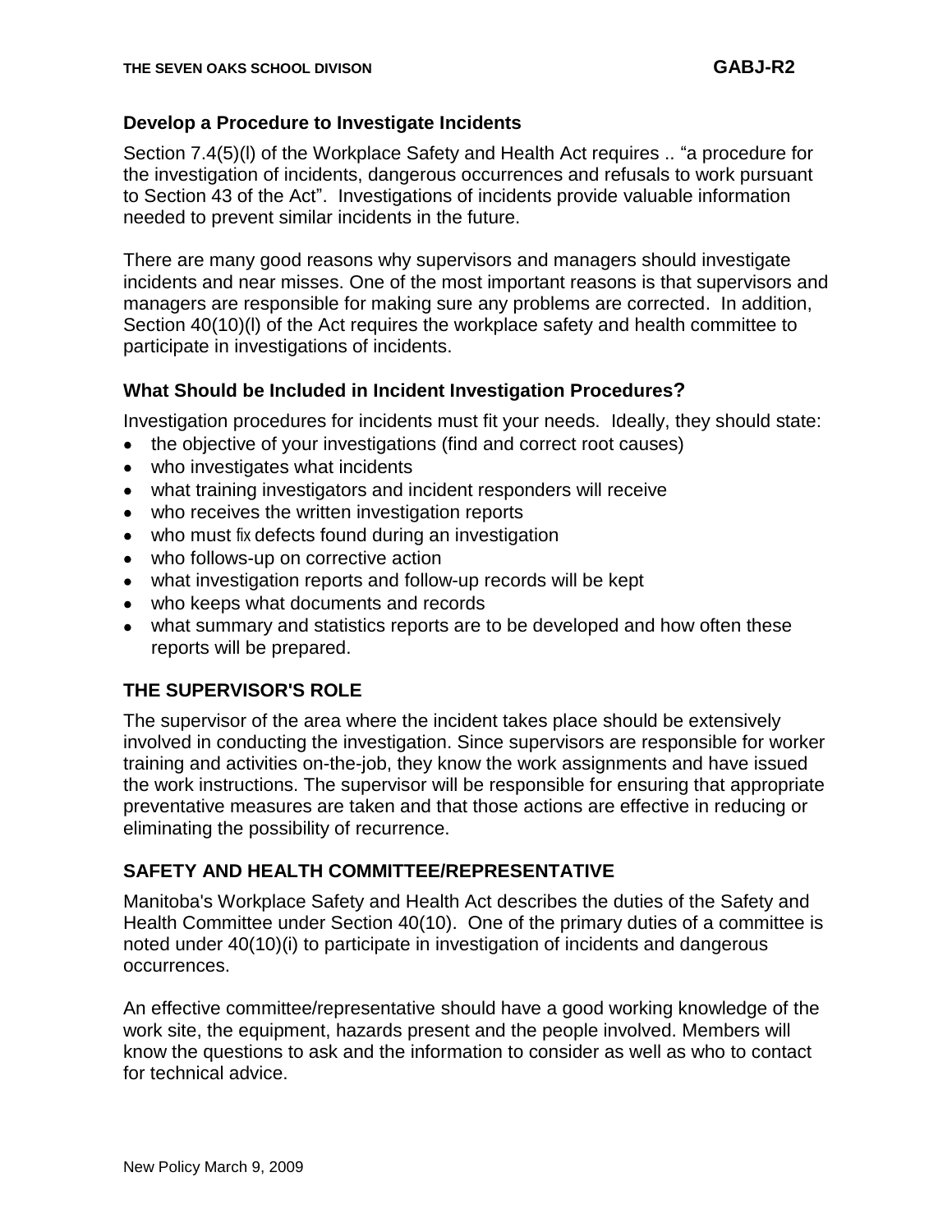### Develop a Procedure to Investigate Incidents

Section 7.4(5)(l) of the Workplace Safety and Health Act requires .. "a procedure for the investigation of incidents, dangerous occurrences and refusals to work pursuant to Section 43 of the Act". Investigations of incidents provide valuable information needed to prevent similar incidents in the future.

There are many good reasons why supervisors and managers should investigate incidents and near misses. One of the most important reasons is that supervisors and managers are responsible for making sure any problems are corrected. In addition, Section 40(10)(l) of the Act requires the workplace safety and health committee to participate in investigations of incidents.

### What Should be Included in Incident Investigation Procedures?

Investigation procedures for incidents must fit your needs. Ideally, they should state:

- the objective of your investigations (find and correct root causes)
- who investigates what incidents
- what training investigators and incident responders will receive
- who receives the written investigation reports
- who must fix defects found during an investigation
- who follows-up on corrective action
- what investigation reports and follow-up records will be kept
- who keeps what documents and records
- what summary and statistics reports are to be developed and how often these reports will be prepared.

### THE SUPERVISOR'S ROLE

The supervisor of the area where the incident takes place should be extensively involved in conducting the investigation. Since supervisors are responsible for worker training and activities on-the-job, they know the work assignments and have issued the work instructions. The supervisor will be responsible for ensuring that appropriate preventative measures are taken and that those actions are effective in reducing or eliminating the possibility of recurrence.

### SAFETY AND HEALTH COMMITTEE/REPRESENTATIVE

Manitoba's Workplace Safety and Health Act describes the duties of the Safety and Health Committee under Section 40(10). One of the primary duties of a committee is noted under 40(10)(i) to participate in investigation of incidents and dangerous occurrences.

An effective committee/representative should have a good working knowledge of the work site, the equipment, hazards present and the people involved. Members will know the questions to ask and the information to consider as well as who to contact for technical advice.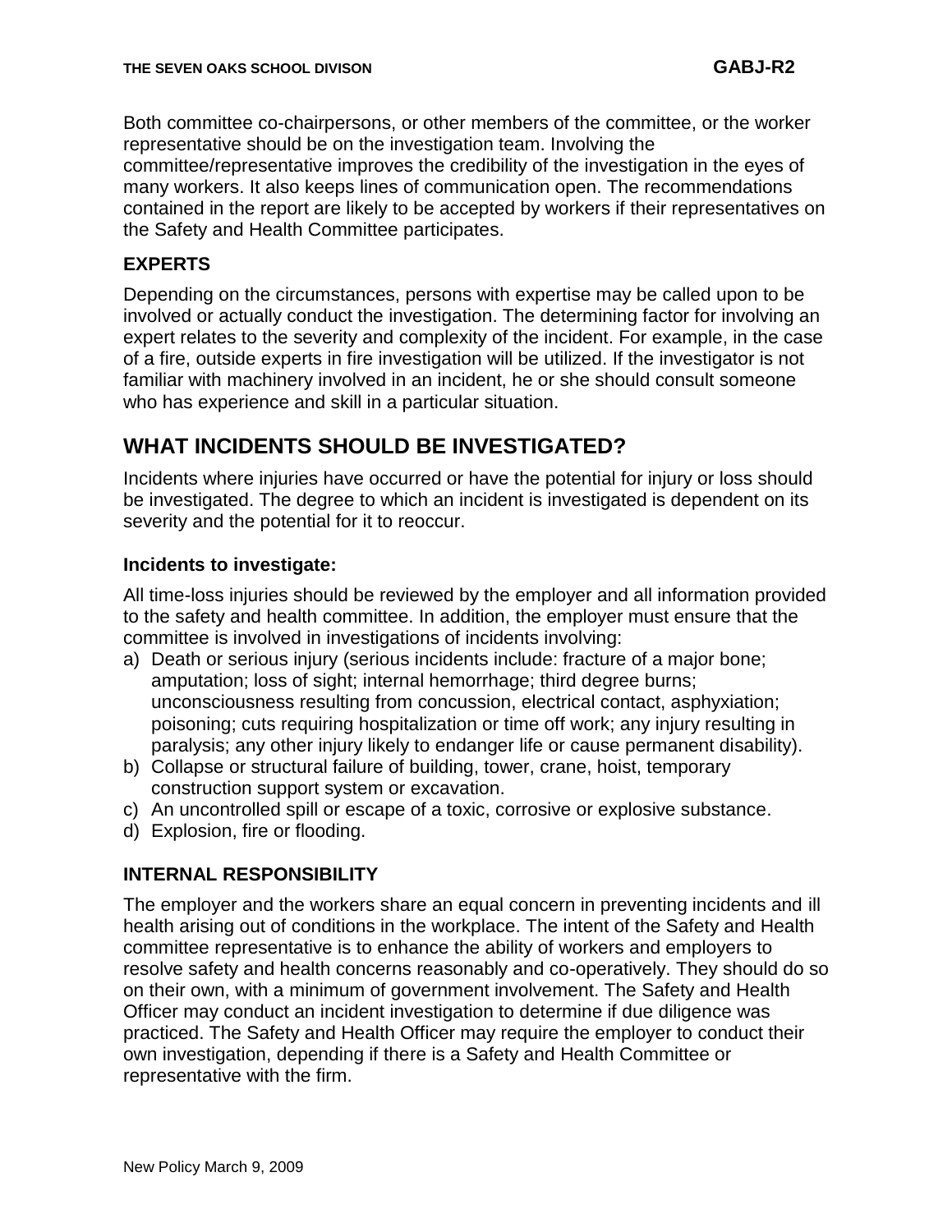Both committee co-chairpersons, or other members of the committee, or the worker representative should be on the investigation team. Involving the committee/representative improves the credibility of the investigation in the eyes of many workers. It also keeps lines of communication open. The recommendations contained in the report are likely to be accepted by workers if their representatives on the Safety and Health Committee participates.

### EXPERTS

Depending on the circumstances, persons with expertise may be called upon to be involved or actually conduct the investigation. The determining factor for involving an expert relates to the severity and complexity of the incident. For example, in the case of a fire, outside experts in fire investigation will be utilized. If the investigator is not familiar with machinery involved in an incident, he or she should consult someone who has experience and skill in a particular situation.

## WHAT INCIDENTS SHOULD BE INVESTIGATED?

Incidents where injuries have occurred or have the potential for injury or loss should be investigated. The degree to which an incident is investigated is dependent on its severity and the potential for it to reoccur.

#### Incidents to investigate:

All time-loss injuries should be reviewed by the employer and all information provided to the safety and health committee. In addition, the employer must ensure that the committee is involved in investigations of incidents involving:

a) Death or serious injury (serious incidents include: fracture of a major bone; amputation; loss of sight; internal hemorrhage; third degree burns; unconsciousness resulting from concussion, electrical contact, asphyxiation; poisoning; cuts requiring hospitalization or time off work; any injury resulting in paralysis; any other injury likely to endanger life or cause permanent disability).
b) Collapse or structural failure of building, tower, crane, hoist, temporary construction support system or excavation.
c) An uncontrolled spill or escape of a toxic, corrosive or explosive substance.
d) Explosion, fire or flooding.

### INTERNAL RESPONSIBILITY

The employer and the workers share an equal concern in preventing incidents and ill health arising out of conditions in the workplace. The intent of the Safety and Health committee representative is to enhance the ability of workers and employers to resolve safety and health concerns reasonably and co-operatively. They should do so on their own, with a minimum of government involvement. The Safety and Health Officer may conduct an incident investigation to determine if due diligence was practiced. The Safety and Health Officer may require the employer to conduct their own investigation, depending if there is a Safety and Health Committee or representative with the firm.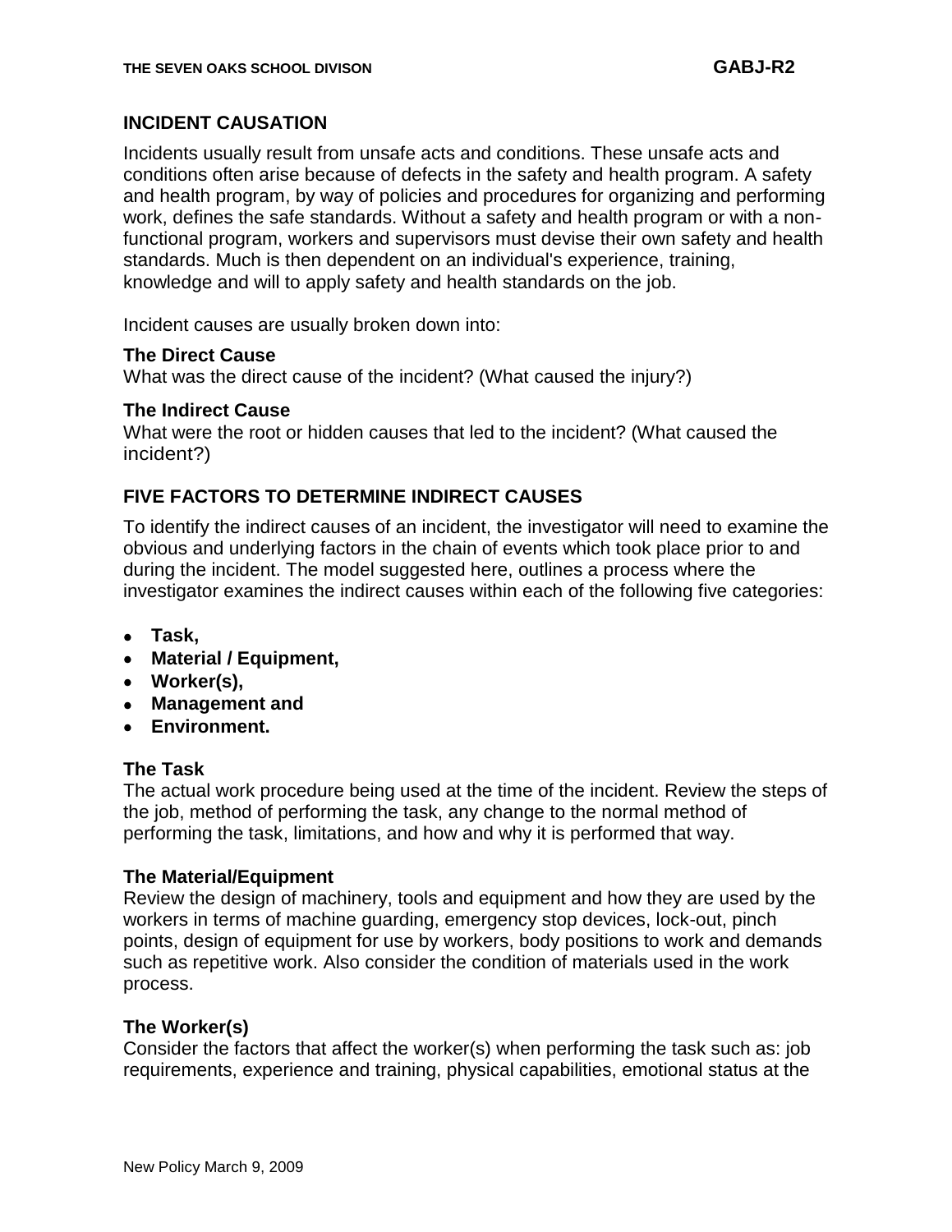## INCIDENT CAUSATION

Incidents usually result from unsafe acts and conditions. These unsafe acts and conditions often arise because of defects in the safety and health program. A safety and health program, by way of policies and procedures for organizing and performing work, defines the safe standards. Without a safety and health program or with a non-functional program, workers and supervisors must devise their own safety and health standards. Much is then dependent on an individual's experience, training, knowledge and will to apply safety and health standards on the job.

Incident causes are usually broken down into:

**The Direct Cause**
What was the direct cause of the incident? (What caused the injury?)

**The Indirect Cause**
What were the root or hidden causes that led to the incident? (What caused the incident?)

## FIVE FACTORS TO DETERMINE INDIRECT CAUSES

To identify the indirect causes of an incident, the investigator will need to examine the obvious and underlying factors in the chain of events which took place prior to and during the incident. The model suggested here, outlines a process where the investigator examines the indirect causes within each of the following five categories:

- **Task,**
- **Material / Equipment,**
- **Worker(s),**
- **Management and**
- **Environment.**

**The Task**
The actual work procedure being used at the time of the incident. Review the steps of the job, method of performing the task, any change to the normal method of performing the task, limitations, and how and why it is performed that way.

**The Material/Equipment**
Review the design of machinery, tools and equipment and how they are used by the workers in terms of machine guarding, emergency stop devices, lock-out, pinch points, design of equipment for use by workers, body positions to work and demands such as repetitive work. Also consider the condition of materials used in the work process.

**The Worker(s)**
Consider the factors that affect the worker(s) when performing the task such as: job requirements, experience and training, physical capabilities, emotional status at the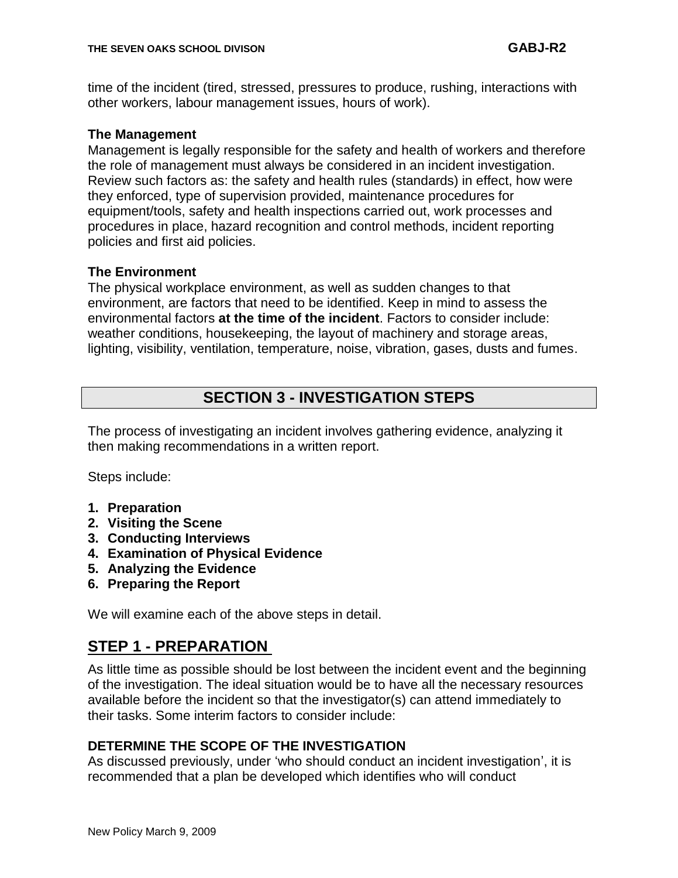time of the incident (tired, stressed, pressures to produce, rushing, interactions with other workers, labour management issues, hours of work).

**The Management**

Management is legally responsible for the safety and health of workers and therefore the role of management must always be considered in an incident investigation. Review such factors as: the safety and health rules (standards) in effect, how were they enforced, type of supervision provided, maintenance procedures for equipment/tools, safety and health inspections carried out, work processes and procedures in place, hazard recognition and control methods, incident reporting policies and first aid policies.

**The Environment**

The physical workplace environment, as well as sudden changes to that environment, are factors that need to be identified. Keep in mind to assess the environmental factors **at the time of the incident**. Factors to consider include: weather conditions, housekeeping, the layout of machinery and storage areas, lighting, visibility, ventilation, temperature, noise, vibration, gases, dusts and fumes.

## SECTION 3 - INVESTIGATION STEPS

The process of investigating an incident involves gathering evidence, analyzing it then making recommendations in a written report.

Steps include:

1. **Preparation**
2. **Visiting the Scene**
3. **Conducting Interviews**
4. **Examination of Physical Evidence**
5. **Analyzing the Evidence**
6. **Preparing the Report**

We will examine each of the above steps in detail.

## STEP 1 - PREPARATION

As little time as possible should be lost between the incident event and the beginning of the investigation. The ideal situation would be to have all the necessary resources available before the incident so that the investigator(s) can attend immediately to their tasks. Some interim factors to consider include:

**DETERMINE THE SCOPE OF THE INVESTIGATION**

As discussed previously, under 'who should conduct an incident investigation', it is recommended that a plan be developed which identifies who will conduct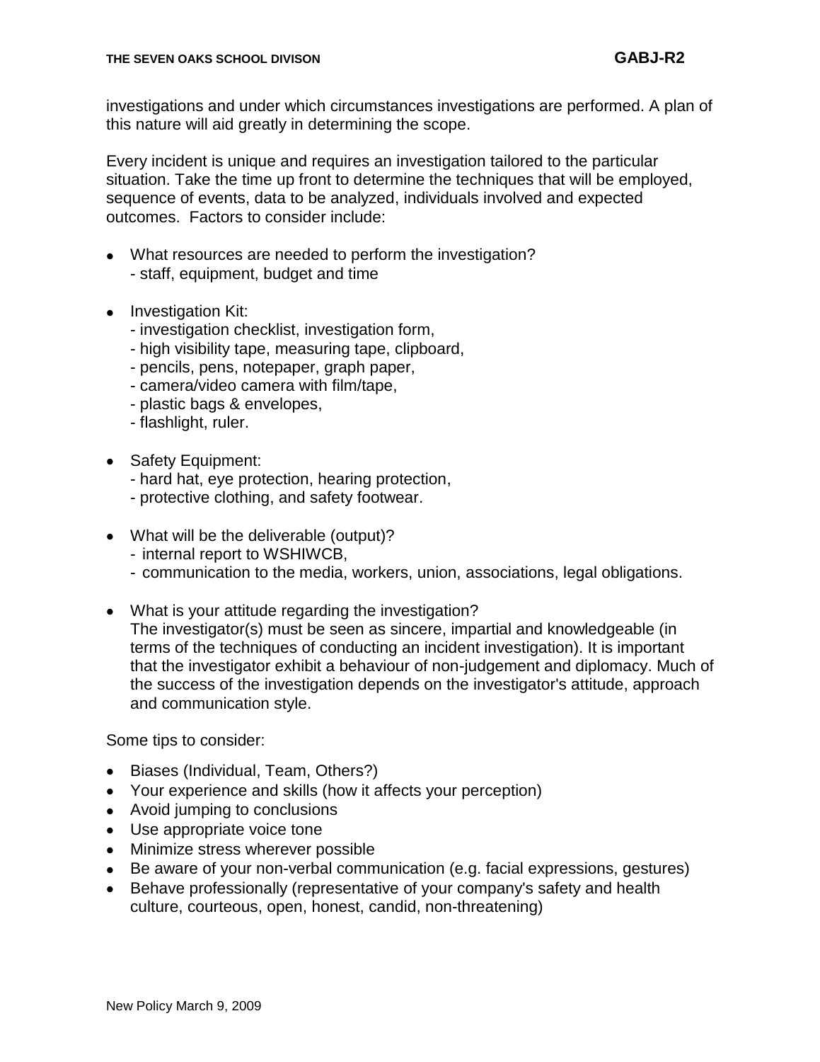investigations and under which circumstances investigations are performed. A plan of this nature will aid greatly in determining the scope.

Every incident is unique and requires an investigation tailored to the particular situation. Take the time up front to determine the techniques that will be employed, sequence of events, data to be analyzed, individuals involved and expected outcomes. Factors to consider include:

- What resources are needed to perform the investigation?
  - staff, equipment, budget and time
- Investigation Kit:
  - investigation checklist, investigation form,
  - high visibility tape, measuring tape, clipboard,
  - pencils, pens, notepaper, graph paper,
  - camera/video camera with film/tape,
  - plastic bags & envelopes,
  - flashlight, ruler.
- Safety Equipment:
  - hard hat, eye protection, hearing protection,
  - protective clothing, and safety footwear.
- What will be the deliverable (output)?
  - internal report to WSHIWCB,
  - communication to the media, workers, union, associations, legal obligations.
- What is your attitude regarding the investigation?
  The investigator(s) must be seen as sincere, impartial and knowledgeable (in terms of the techniques of conducting an incident investigation). It is important that the investigator exhibit a behaviour of non-judgement and diplomacy. Much of the success of the investigation depends on the investigator's attitude, approach and communication style.

Some tips to consider:

- Biases (Individual, Team, Others?)
- Your experience and skills (how it affects your perception)
- Avoid jumping to conclusions
- Use appropriate voice tone
- Minimize stress wherever possible
- Be aware of your non-verbal communication (e.g. facial expressions, gestures)
- Behave professionally (representative of your company's safety and health culture, courteous, open, honest, candid, non-threatening)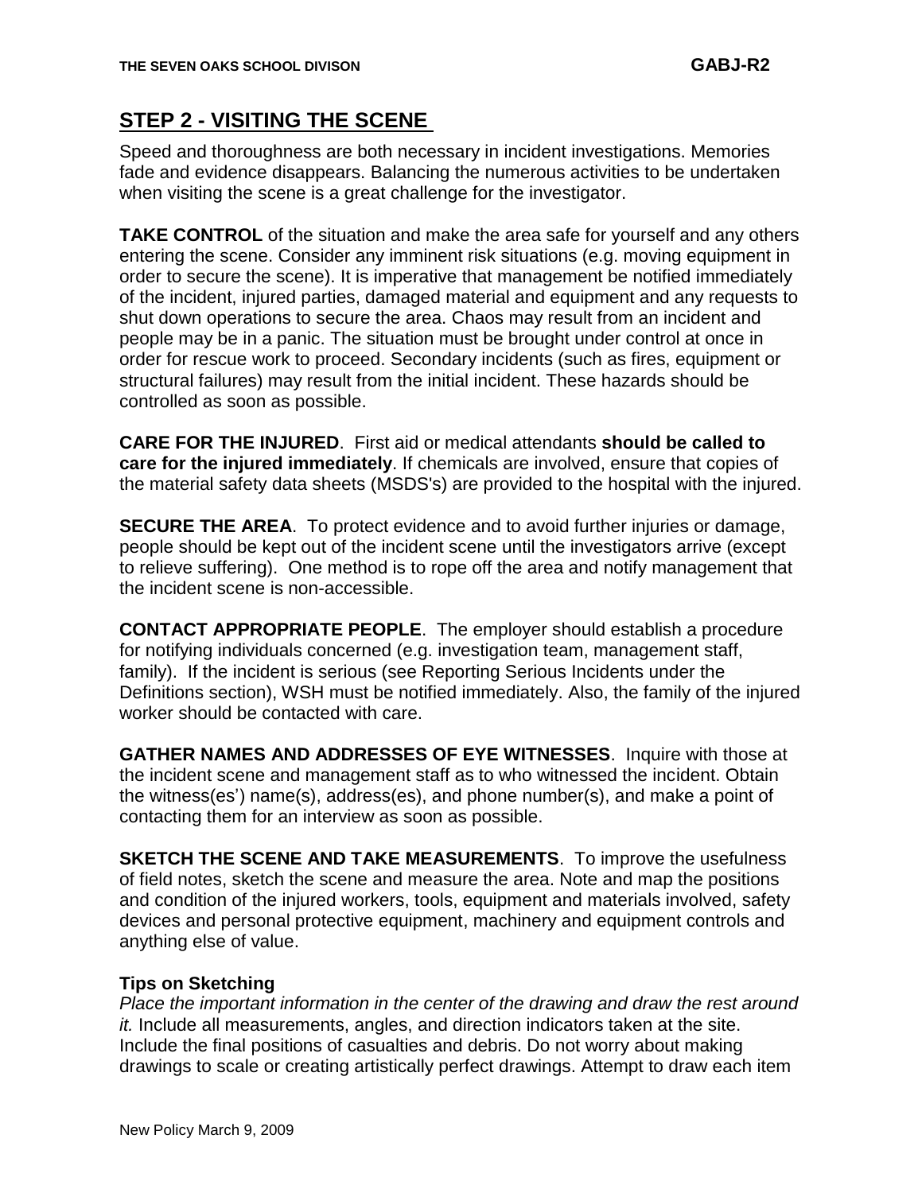## STEP 2 - VISITING THE SCENE

Speed and thoroughness are both necessary in incident investigations. Memories fade and evidence disappears. Balancing the numerous activities to be undertaken when visiting the scene is a great challenge for the investigator.

**TAKE CONTROL** of the situation and make the area safe for yourself and any others entering the scene. Consider any imminent risk situations (e.g. moving equipment in order to secure the scene). It is imperative that management be notified immediately of the incident, injured parties, damaged material and equipment and any requests to shut down operations to secure the area. Chaos may result from an incident and people may be in a panic. The situation must be brought under control at once in order for rescue work to proceed. Secondary incidents (such as fires, equipment or structural failures) may result from the initial incident. These hazards should be controlled as soon as possible.

**CARE FOR THE INJURED**. First aid or medical attendants **should be called to care for the injured immediately**. If chemicals are involved, ensure that copies of the material safety data sheets (MSDS's) are provided to the hospital with the injured.

**SECURE THE AREA**. To protect evidence and to avoid further injuries or damage, people should be kept out of the incident scene until the investigators arrive (except to relieve suffering). One method is to rope off the area and notify management that the incident scene is non-accessible.

**CONTACT APPROPRIATE PEOPLE**. The employer should establish a procedure for notifying individuals concerned (e.g. investigation team, management staff, family). If the incident is serious (see Reporting Serious Incidents under the Definitions section), WSH must be notified immediately. Also, the family of the injured worker should be contacted with care.

**GATHER NAMES AND ADDRESSES OF EYE WITNESSES**. Inquire with those at the incident scene and management staff as to who witnessed the incident. Obtain the witness(es') name(s), address(es), and phone number(s), and make a point of contacting them for an interview as soon as possible.

**SKETCH THE SCENE AND TAKE MEASUREMENTS**. To improve the usefulness of field notes, sketch the scene and measure the area. Note and map the positions and condition of the injured workers, tools, equipment and materials involved, safety devices and personal protective equipment, machinery and equipment controls and anything else of value.

**Tips on Sketching**

*Place the important information in the center of the drawing and draw the rest around it.* Include all measurements, angles, and direction indicators taken at the site. Include the final positions of casualties and debris. Do not worry about making drawings to scale or creating artistically perfect drawings. Attempt to draw each item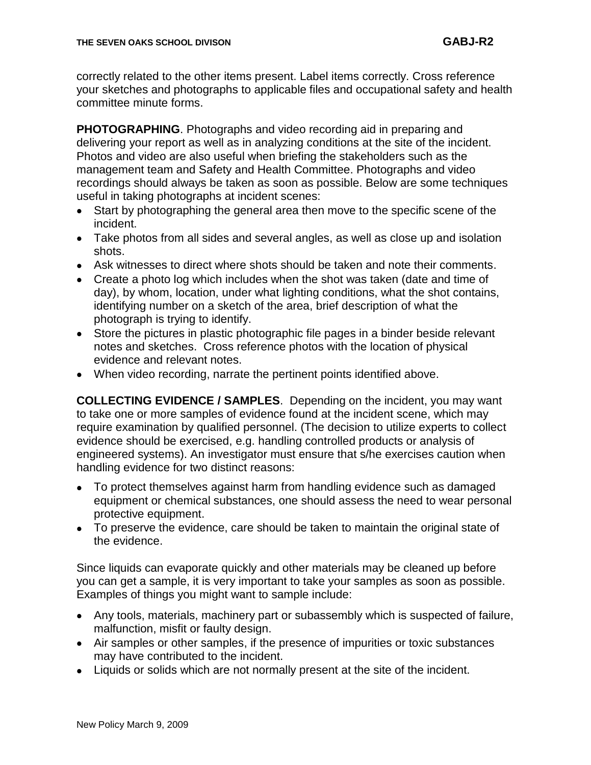correctly related to the other items present. Label items correctly. Cross reference your sketches and photographs to applicable files and occupational safety and health committee minute forms.

**PHOTOGRAPHING**. Photographs and video recording aid in preparing and delivering your report as well as in analyzing conditions at the site of the incident. Photos and video are also useful when briefing the stakeholders such as the management team and Safety and Health Committee. Photographs and video recordings should always be taken as soon as possible. Below are some techniques useful in taking photographs at incident scenes:

- Start by photographing the general area then move to the specific scene of the incident.
- Take photos from all sides and several angles, as well as close up and isolation shots.
- Ask witnesses to direct where shots should be taken and note their comments.
- Create a photo log which includes when the shot was taken (date and time of day), by whom, location, under what lighting conditions, what the shot contains, identifying number on a sketch of the area, brief description of what the photograph is trying to identify.
- Store the pictures in plastic photographic file pages in a binder beside relevant notes and sketches. Cross reference photos with the location of physical evidence and relevant notes.
- When video recording, narrate the pertinent points identified above.

**COLLECTING EVIDENCE / SAMPLES**. Depending on the incident, you may want to take one or more samples of evidence found at the incident scene, which may require examination by qualified personnel. (The decision to utilize experts to collect evidence should be exercised, e.g. handling controlled products or analysis of engineered systems). An investigator must ensure that s/he exercises caution when handling evidence for two distinct reasons:

- To protect themselves against harm from handling evidence such as damaged equipment or chemical substances, one should assess the need to wear personal protective equipment.
- To preserve the evidence, care should be taken to maintain the original state of the evidence.

Since liquids can evaporate quickly and other materials may be cleaned up before you can get a sample, it is very important to take your samples as soon as possible. Examples of things you might want to sample include:

- Any tools, materials, machinery part or subassembly which is suspected of failure, malfunction, misfit or faulty design.
- Air samples or other samples, if the presence of impurities or toxic substances may have contributed to the incident.
- Liquids or solids which are not normally present at the site of the incident.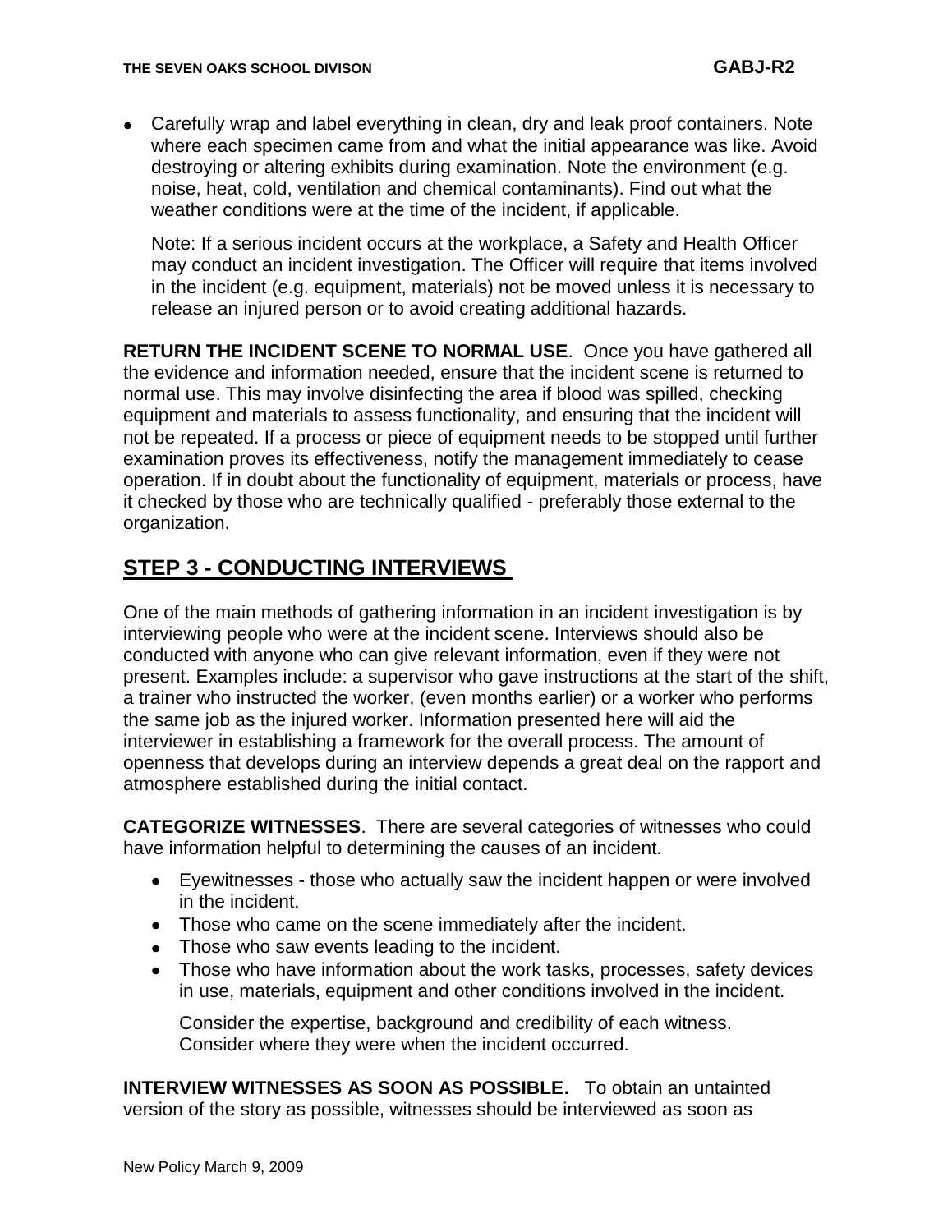- Carefully wrap and label everything in clean, dry and leak proof containers. Note where each specimen came from and what the initial appearance was like. Avoid destroying or altering exhibits during examination. Note the environment (e.g. noise, heat, cold, ventilation and chemical contaminants). Find out what the weather conditions were at the time of the incident, if applicable.

  Note: If a serious incident occurs at the workplace, a Safety and Health Officer may conduct an incident investigation. The Officer will require that items involved in the incident (e.g. equipment, materials) not be moved unless it is necessary to release an injured person or to avoid creating additional hazards.

**RETURN THE INCIDENT SCENE TO NORMAL USE**. Once you have gathered all the evidence and information needed, ensure that the incident scene is returned to normal use. This may involve disinfecting the area if blood was spilled, checking equipment and materials to assess functionality, and ensuring that the incident will not be repeated. If a process or piece of equipment needs to be stopped until further examination proves its effectiveness, notify the management immediately to cease operation. If in doubt about the functionality of equipment, materials or process, have it checked by those who are technically qualified - preferably those external to the organization.

## STEP 3 - CONDUCTING INTERVIEWS

One of the main methods of gathering information in an incident investigation is by interviewing people who were at the incident scene. Interviews should also be conducted with anyone who can give relevant information, even if they were not present. Examples include: a supervisor who gave instructions at the start of the shift, a trainer who instructed the worker, (even months earlier) or a worker who performs the same job as the injured worker. Information presented here will aid the interviewer in establishing a framework for the overall process. The amount of openness that develops during an interview depends a great deal on the rapport and atmosphere established during the initial contact.

**CATEGORIZE WITNESSES**. There are several categories of witnesses who could have information helpful to determining the causes of an incident.

- Eyewitnesses - those who actually saw the incident happen or were involved in the incident.
- Those who came on the scene immediately after the incident.
- Those who saw events leading to the incident.
- Those who have information about the work tasks, processes, safety devices in use, materials, equipment and other conditions involved in the incident.

  Consider the expertise, background and credibility of each witness. Consider where they were when the incident occurred.

**INTERVIEW WITNESSES AS SOON AS POSSIBLE.** To obtain an untainted version of the story as possible, witnesses should be interviewed as soon as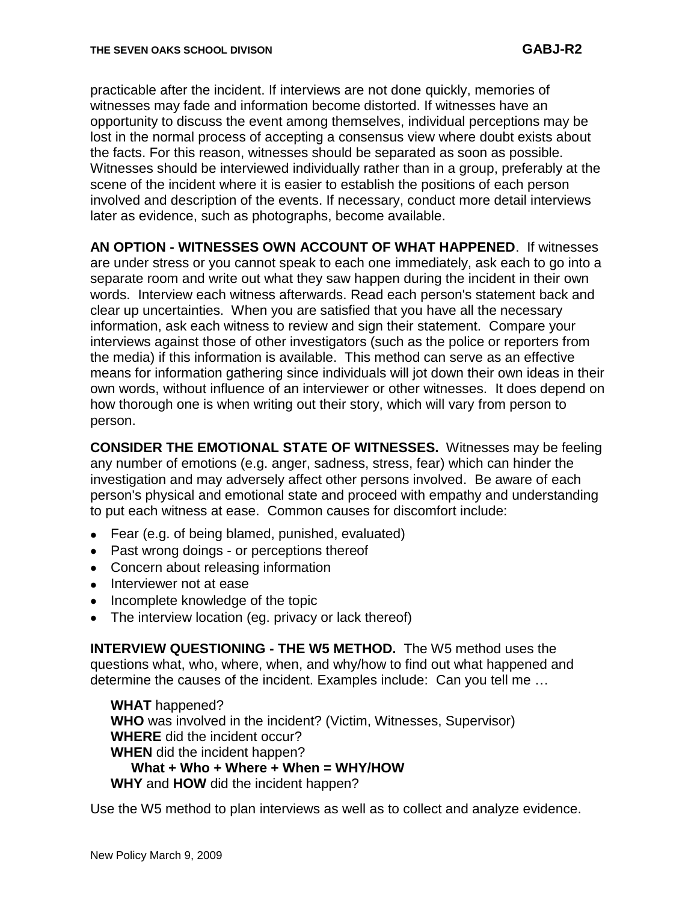practicable after the incident. If interviews are not done quickly, memories of witnesses may fade and information become distorted. If witnesses have an opportunity to discuss the event among themselves, individual perceptions may be lost in the normal process of accepting a consensus view where doubt exists about the facts. For this reason, witnesses should be separated as soon as possible. Witnesses should be interviewed individually rather than in a group, preferably at the scene of the incident where it is easier to establish the positions of each person involved and description of the events. If necessary, conduct more detail interviews later as evidence, such as photographs, become available.

**AN OPTION - WITNESSES OWN ACCOUNT OF WHAT HAPPENED**. If witnesses are under stress or you cannot speak to each one immediately, ask each to go into a separate room and write out what they saw happen during the incident in their own words. Interview each witness afterwards. Read each person's statement back and clear up uncertainties. When you are satisfied that you have all the necessary information, ask each witness to review and sign their statement. Compare your interviews against those of other investigators (such as the police or reporters from the media) if this information is available. This method can serve as an effective means for information gathering since individuals will jot down their own ideas in their own words, without influence of an interviewer or other witnesses. It does depend on how thorough one is when writing out their story, which will vary from person to person.

**CONSIDER THE EMOTIONAL STATE OF WITNESSES.** Witnesses may be feeling any number of emotions (e.g. anger, sadness, stress, fear) which can hinder the investigation and may adversely affect other persons involved. Be aware of each person's physical and emotional state and proceed with empathy and understanding to put each witness at ease. Common causes for discomfort include:

- Fear (e.g. of being blamed, punished, evaluated)
- Past wrong doings - or perceptions thereof
- Concern about releasing information
- Interviewer not at ease
- Incomplete knowledge of the topic
- The interview location (eg. privacy or lack thereof)

**INTERVIEW QUESTIONING - THE W5 METHOD.** The W5 method uses the questions what, who, where, when, and why/how to find out what happened and determine the causes of the incident. Examples include: Can you tell me …

**WHAT** happened?
**WHO** was involved in the incident? (Victim, Witnesses, Supervisor)
**WHERE** did the incident occur?
**WHEN** did the incident happen?
**What + Who + Where + When = WHY/HOW**
**WHY** and **HOW** did the incident happen?

Use the W5 method to plan interviews as well as to collect and analyze evidence.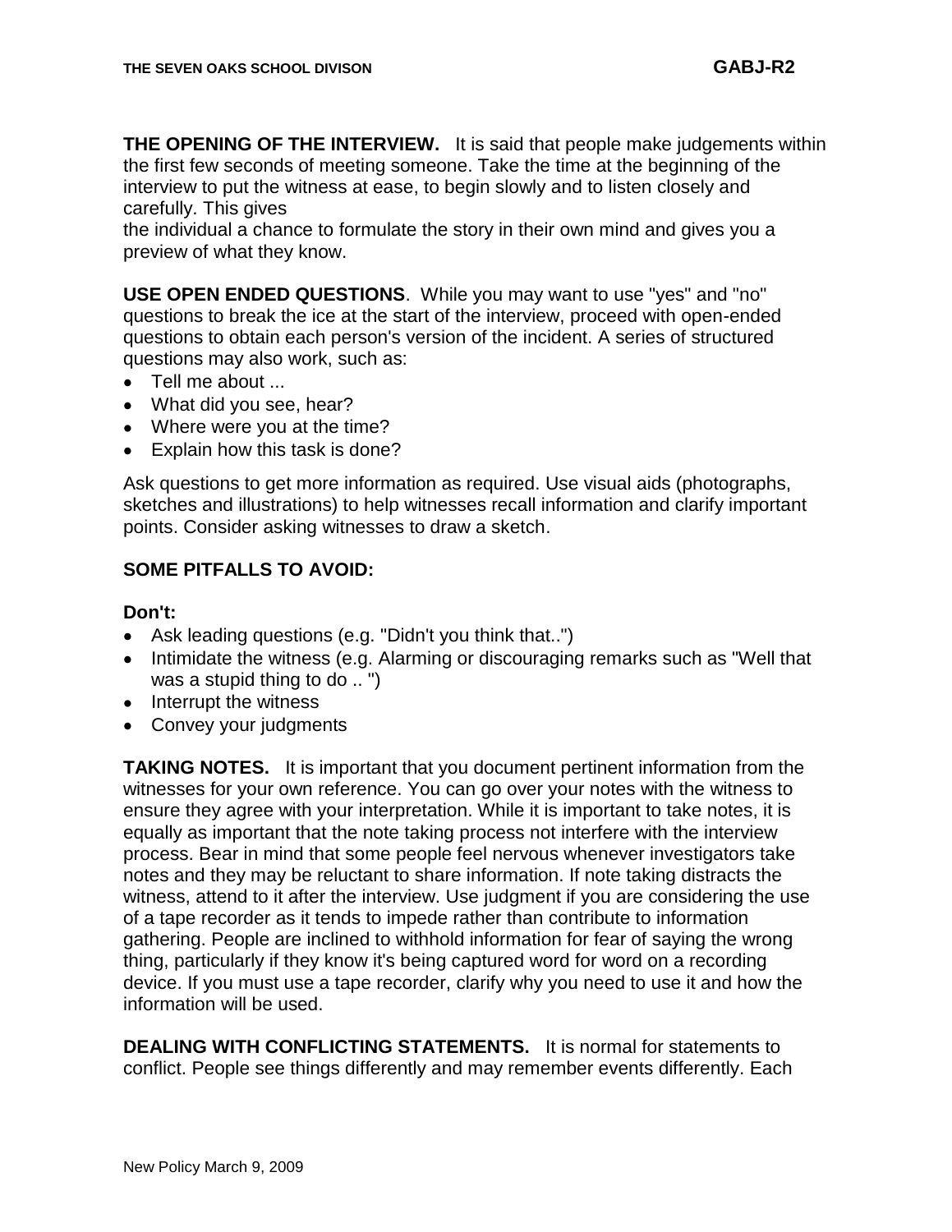**THE OPENING OF THE INTERVIEW.** It is said that people make judgements within the first few seconds of meeting someone. Take the time at the beginning of the interview to put the witness at ease, to begin slowly and to listen closely and carefully. This gives the individual a chance to formulate the story in their own mind and gives you a preview of what they know.

**USE OPEN ENDED QUESTIONS**. While you may want to use "yes" and "no" questions to break the ice at the start of the interview, proceed with open-ended questions to obtain each person's version of the incident. A series of structured questions may also work, such as:

- Tell me about ...
- What did you see, hear?
- Where were you at the time?
- Explain how this task is done?

Ask questions to get more information as required. Use visual aids (photographs, sketches and illustrations) to help witnesses recall information and clarify important points. Consider asking witnesses to draw a sketch.

**SOME PITFALLS TO AVOID:**

**Don't:**

- Ask leading questions (e.g. "Didn't you think that..")
- Intimidate the witness (e.g. Alarming or discouraging remarks such as "Well that was a stupid thing to do .. ")
- Interrupt the witness
- Convey your judgments

**TAKING NOTES.** It is important that you document pertinent information from the witnesses for your own reference. You can go over your notes with the witness to ensure they agree with your interpretation. While it is important to take notes, it is equally as important that the note taking process not interfere with the interview process. Bear in mind that some people feel nervous whenever investigators take notes and they may be reluctant to share information. If note taking distracts the witness, attend to it after the interview. Use judgment if you are considering the use of a tape recorder as it tends to impede rather than contribute to information gathering. People are inclined to withhold information for fear of saying the wrong thing, particularly if they know it's being captured word for word on a recording device. If you must use a tape recorder, clarify why you need to use it and how the information will be used.

**DEALING WITH CONFLICTING STATEMENTS.** It is normal for statements to conflict. People see things differently and may remember events differently. Each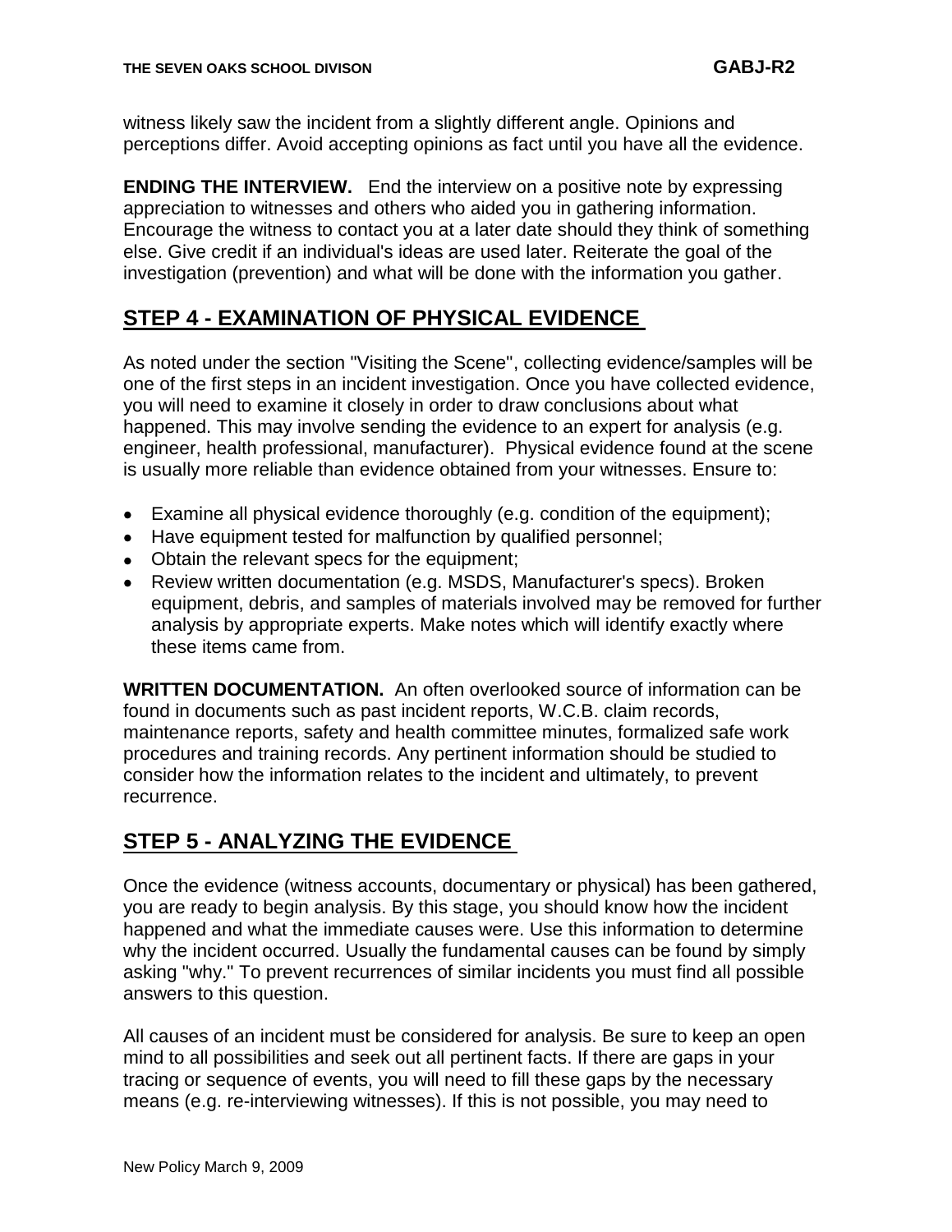witness likely saw the incident from a slightly different angle. Opinions and perceptions differ. Avoid accepting opinions as fact until you have all the evidence.

**ENDING THE INTERVIEW.** End the interview on a positive note by expressing appreciation to witnesses and others who aided you in gathering information. Encourage the witness to contact you at a later date should they think of something else. Give credit if an individual's ideas are used later. Reiterate the goal of the investigation (prevention) and what will be done with the information you gather.

## STEP 4 - EXAMINATION OF PHYSICAL EVIDENCE

As noted under the section "Visiting the Scene", collecting evidence/samples will be one of the first steps in an incident investigation. Once you have collected evidence, you will need to examine it closely in order to draw conclusions about what happened. This may involve sending the evidence to an expert for analysis (e.g. engineer, health professional, manufacturer). Physical evidence found at the scene is usually more reliable than evidence obtained from your witnesses. Ensure to:

- Examine all physical evidence thoroughly (e.g. condition of the equipment);
- Have equipment tested for malfunction by qualified personnel;
- Obtain the relevant specs for the equipment;
- Review written documentation (e.g. MSDS, Manufacturer's specs). Broken equipment, debris, and samples of materials involved may be removed for further analysis by appropriate experts. Make notes which will identify exactly where these items came from.

**WRITTEN DOCUMENTATION.** An often overlooked source of information can be found in documents such as past incident reports, W.C.B. claim records, maintenance reports, safety and health committee minutes, formalized safe work procedures and training records. Any pertinent information should be studied to consider how the information relates to the incident and ultimately, to prevent recurrence.

## STEP 5 - ANALYZING THE EVIDENCE

Once the evidence (witness accounts, documentary or physical) has been gathered, you are ready to begin analysis. By this stage, you should know how the incident happened and what the immediate causes were. Use this information to determine why the incident occurred. Usually the fundamental causes can be found by simply asking "why." To prevent recurrences of similar incidents you must find all possible answers to this question.

All causes of an incident must be considered for analysis. Be sure to keep an open mind to all possibilities and seek out all pertinent facts. If there are gaps in your tracing or sequence of events, you will need to fill these gaps by the necessary means (e.g. re-interviewing witnesses). If this is not possible, you may need to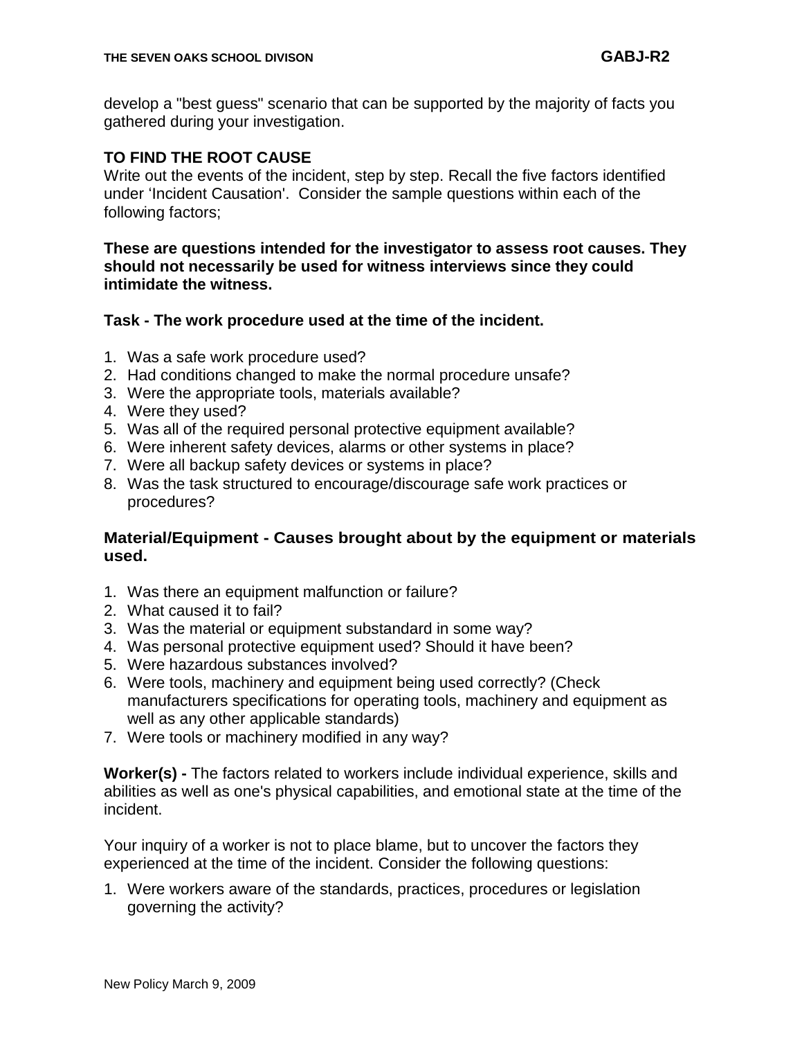develop a "best guess" scenario that can be supported by the majority of facts you gathered during your investigation.

### TO FIND THE ROOT CAUSE

Write out the events of the incident, step by step. Recall the five factors identified under 'Incident Causation'. Consider the sample questions within each of the following factors;

**These are questions intended for the investigator to assess root causes. They should not necessarily be used for witness interviews since they could intimidate the witness.**

**Task - The work procedure used at the time of the incident.**

1. Was a safe work procedure used?
2. Had conditions changed to make the normal procedure unsafe?
3. Were the appropriate tools, materials available?
4. Were they used?
5. Was all of the required personal protective equipment available?
6. Were inherent safety devices, alarms or other systems in place?
7. Were all backup safety devices or systems in place?
8. Was the task structured to encourage/discourage safe work practices or procedures?

**Material/Equipment - Causes brought about by the equipment or materials used.**

1. Was there an equipment malfunction or failure?
2. What caused it to fail?
3. Was the material or equipment substandard in some way?
4. Was personal protective equipment used? Should it have been?
5. Were hazardous substances involved?
6. Were tools, machinery and equipment being used correctly? (Check manufacturers specifications for operating tools, machinery and equipment as well as any other applicable standards)
7. Were tools or machinery modified in any way?

**Worker(s) -** The factors related to workers include individual experience, skills and abilities as well as one's physical capabilities, and emotional state at the time of the incident.

Your inquiry of a worker is not to place blame, but to uncover the factors they experienced at the time of the incident. Consider the following questions:

1. Were workers aware of the standards, practices, procedures or legislation governing the activity?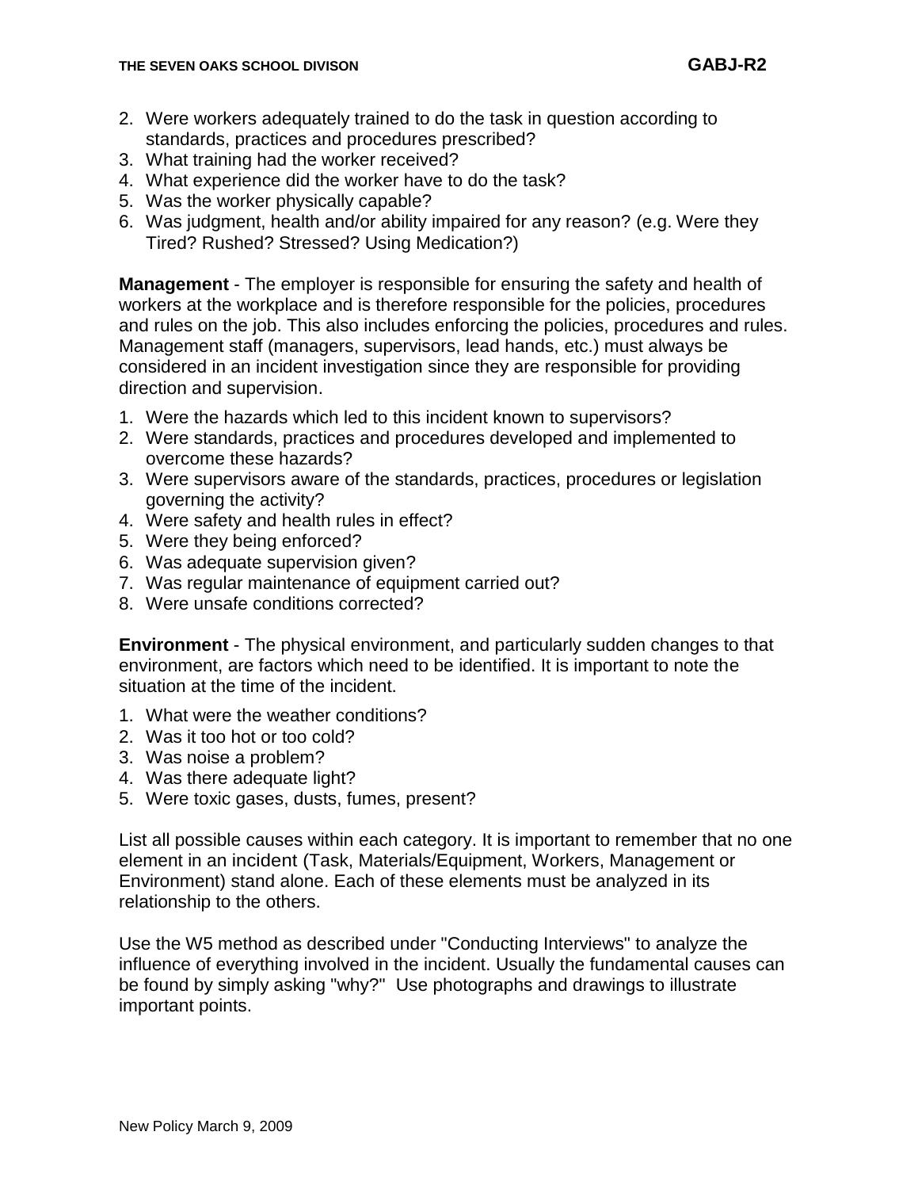2. Were workers adequately trained to do the task in question according to standards, practices and procedures prescribed?
3. What training had the worker received?
4. What experience did the worker have to do the task?
5. Was the worker physically capable?
6. Was judgment, health and/or ability impaired for any reason? (e.g. Were they Tired? Rushed? Stressed? Using Medication?)

**Management** - The employer is responsible for ensuring the safety and health of workers at the workplace and is therefore responsible for the policies, procedures and rules on the job. This also includes enforcing the policies, procedures and rules. Management staff (managers, supervisors, lead hands, etc.) must always be considered in an incident investigation since they are responsible for providing direction and supervision.

1. Were the hazards which led to this incident known to supervisors?
2. Were standards, practices and procedures developed and implemented to overcome these hazards?
3. Were supervisors aware of the standards, practices, procedures or legislation governing the activity?
4. Were safety and health rules in effect?
5. Were they being enforced?
6. Was adequate supervision given?
7. Was regular maintenance of equipment carried out?
8. Were unsafe conditions corrected?

**Environment** - The physical environment, and particularly sudden changes to that environment, are factors which need to be identified. It is important to note the situation at the time of the incident.

1. What were the weather conditions?
2. Was it too hot or too cold?
3. Was noise a problem?
4. Was there adequate light?
5. Were toxic gases, dusts, fumes, present?

List all possible causes within each category. It is important to remember that no one element in an incident (Task, Materials/Equipment, Workers, Management or Environment) stand alone. Each of these elements must be analyzed in its relationship to the others.

Use the W5 method as described under "Conducting Interviews" to analyze the influence of everything involved in the incident. Usually the fundamental causes can be found by simply asking "why?" Use photographs and drawings to illustrate important points.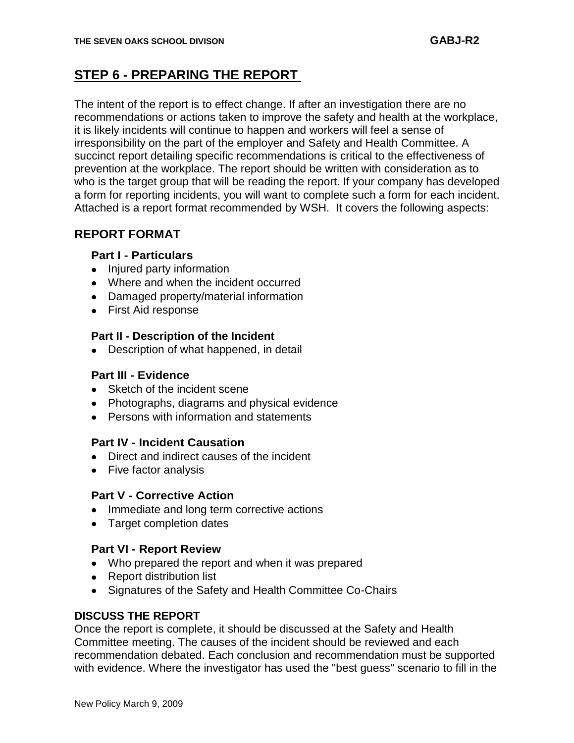## STEP 6 - PREPARING THE REPORT

The intent of the report is to effect change. If after an investigation there are no recommendations or actions taken to improve the safety and health at the workplace, it is likely incidents will continue to happen and workers will feel a sense of irresponsibility on the part of the employer and Safety and Health Committee. A succinct report detailing specific recommendations is critical to the effectiveness of prevention at the workplace. The report should be written with consideration as to who is the target group that will be reading the report. If your company has developed a form for reporting incidents, you will want to complete such a form for each incident. Attached is a report format recommended by WSH. It covers the following aspects:

### REPORT FORMAT

**Part I - Particulars**

- Injured party information
- Where and when the incident occurred
- Damaged property/material information
- First Aid response

**Part II - Description of the Incident**

- Description of what happened, in detail

**Part III - Evidence**

- Sketch of the incident scene
- Photographs, diagrams and physical evidence
- Persons with information and statements

**Part IV - Incident Causation**

- Direct and indirect causes of the incident
- Five factor analysis

**Part V - Corrective Action**

- Immediate and long term corrective actions
- Target completion dates

**Part VI - Report Review**

- Who prepared the report and when it was prepared
- Report distribution list
- Signatures of the Safety and Health Committee Co-Chairs

### DISCUSS THE REPORT

Once the report is complete, it should be discussed at the Safety and Health Committee meeting. The causes of the incident should be reviewed and each recommendation debated. Each conclusion and recommendation must be supported with evidence. Where the investigator has used the "best guess" scenario to fill in the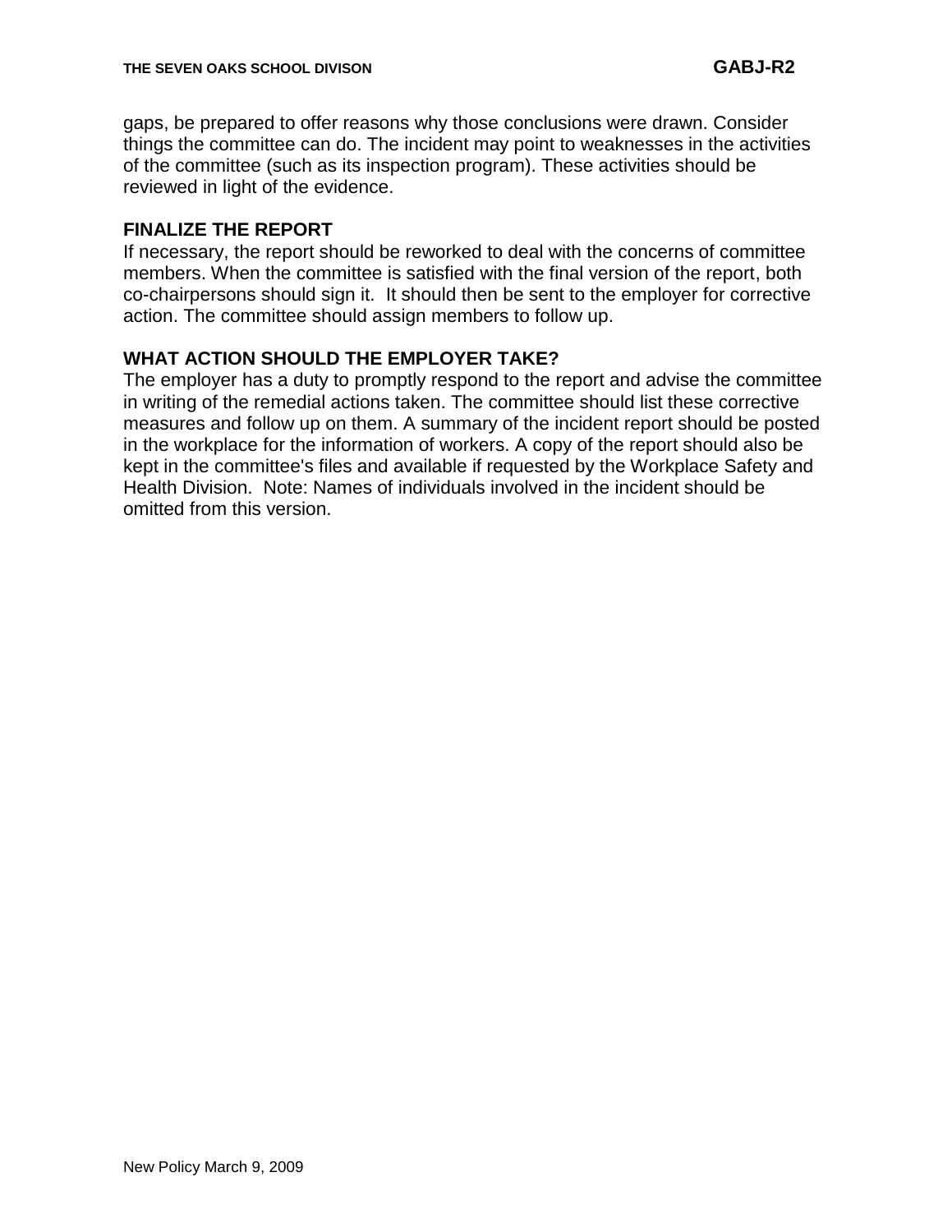gaps, be prepared to offer reasons why those conclusions were drawn. Consider things the committee can do. The incident may point to weaknesses in the activities of the committee (such as its inspection program). These activities should be reviewed in light of the evidence.

**FINALIZE THE REPORT**

If necessary, the report should be reworked to deal with the concerns of committee members. When the committee is satisfied with the final version of the report, both co-chairpersons should sign it. It should then be sent to the employer for corrective action. The committee should assign members to follow up.

**WHAT ACTION SHOULD THE EMPLOYER TAKE?**

The employer has a duty to promptly respond to the report and advise the committee in writing of the remedial actions taken. The committee should list these corrective measures and follow up on them. A summary of the incident report should be posted in the workplace for the information of workers. A copy of the report should also be kept in the committee's files and available if requested by the Workplace Safety and Health Division. Note: Names of individuals involved in the incident should be omitted from this version.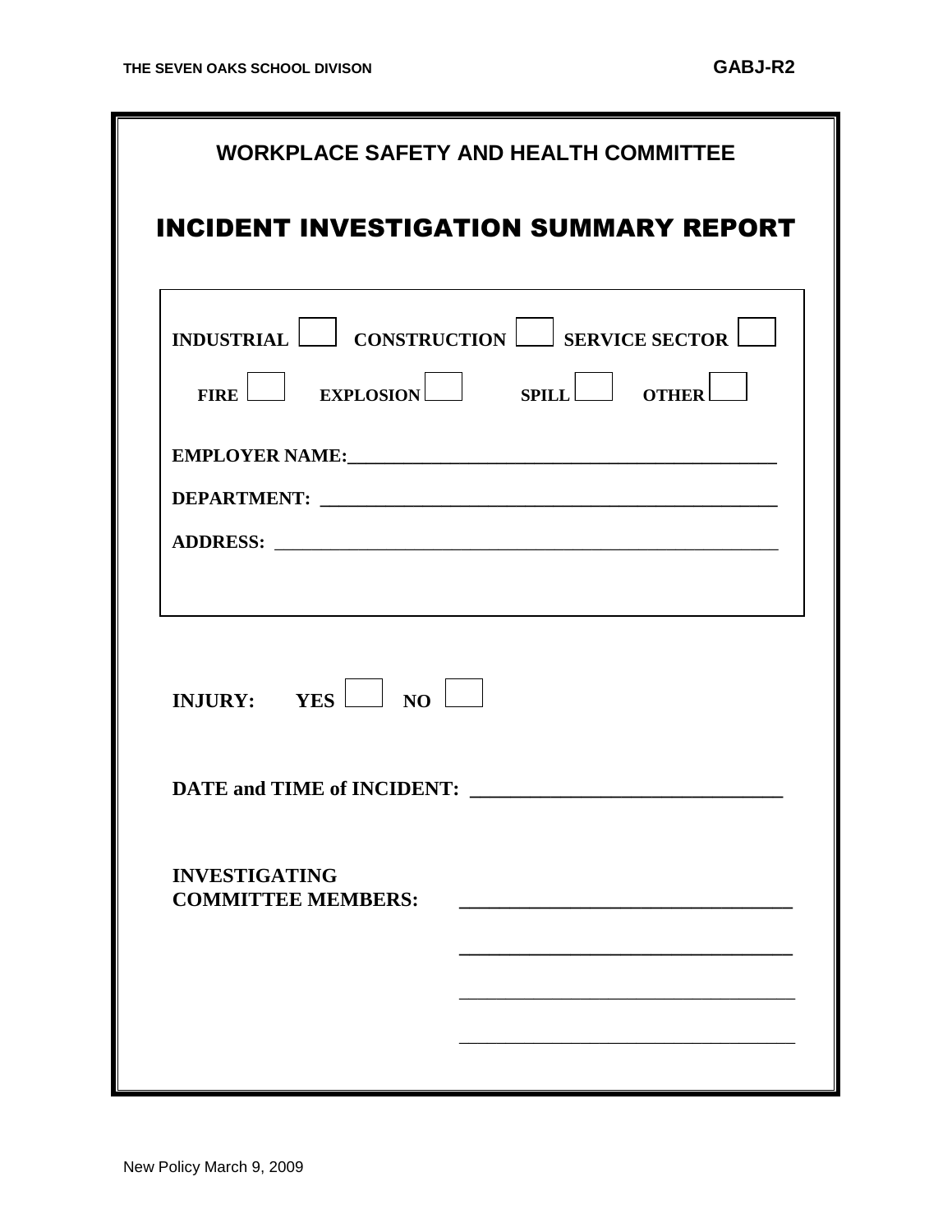## WORKPLACE SAFETY AND HEALTH COMMITTEE

# INCIDENT INVESTIGATION SUMMARY REPORT

**INDUSTRIAL** ☐ **CONSTRUCTION** ☐ **SERVICE SECTOR** ☐

**FIRE** ☐ **EXPLOSION** ☐ **SPILL** ☐ **OTHER** ☐

**EMPLOYER NAME:**_______________________________________________

**DEPARTMENT:** _______________________________________________

**ADDRESS:** _______________________________________________

**INJURY:** **YES** ☐ **NO** ☐

**DATE and TIME of INCIDENT:** ______________________________

**INVESTIGATING COMMITTEE MEMBERS:** ______________________________

______________________________

______________________________

______________________________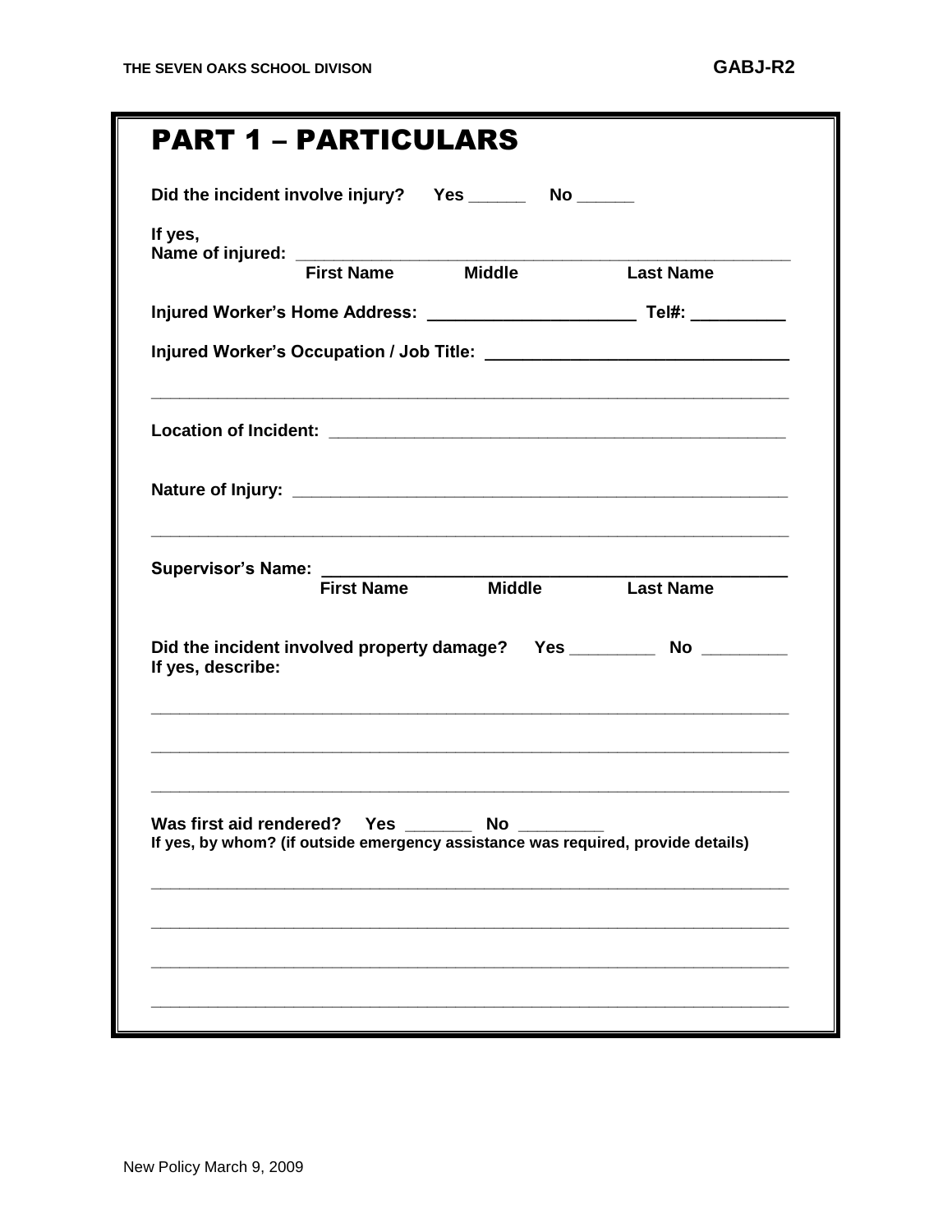# PART 1 – PARTICULARS

**Did the incident involve injury?** Yes ______ No ______

**If yes,**
**Name of injured:** ______________________________________________________
**First Name Middle Last Name**

**Injured Worker's Home Address:** ______________________ **Tel#:** __________

**Injured Worker's Occupation / Job Title:** _______________________________

___________________________________________________________________________

**Location of Incident:** __________________________________________________

**Nature of Injury:** ______________________________________________________

___________________________________________________________________________

**Supervisor's Name:** ____________________________________________________
**First Name Middle Last Name**

**Did the incident involved property damage?** Yes _________ No _________
**If yes, describe:**

___________________________________________________________________________

___________________________________________________________________________

___________________________________________________________________________

**Was first aid rendered?** Yes _______ No _________
**If yes, by whom? (if outside emergency assistance was required, provide details)**

___________________________________________________________________________

___________________________________________________________________________

___________________________________________________________________________

___________________________________________________________________________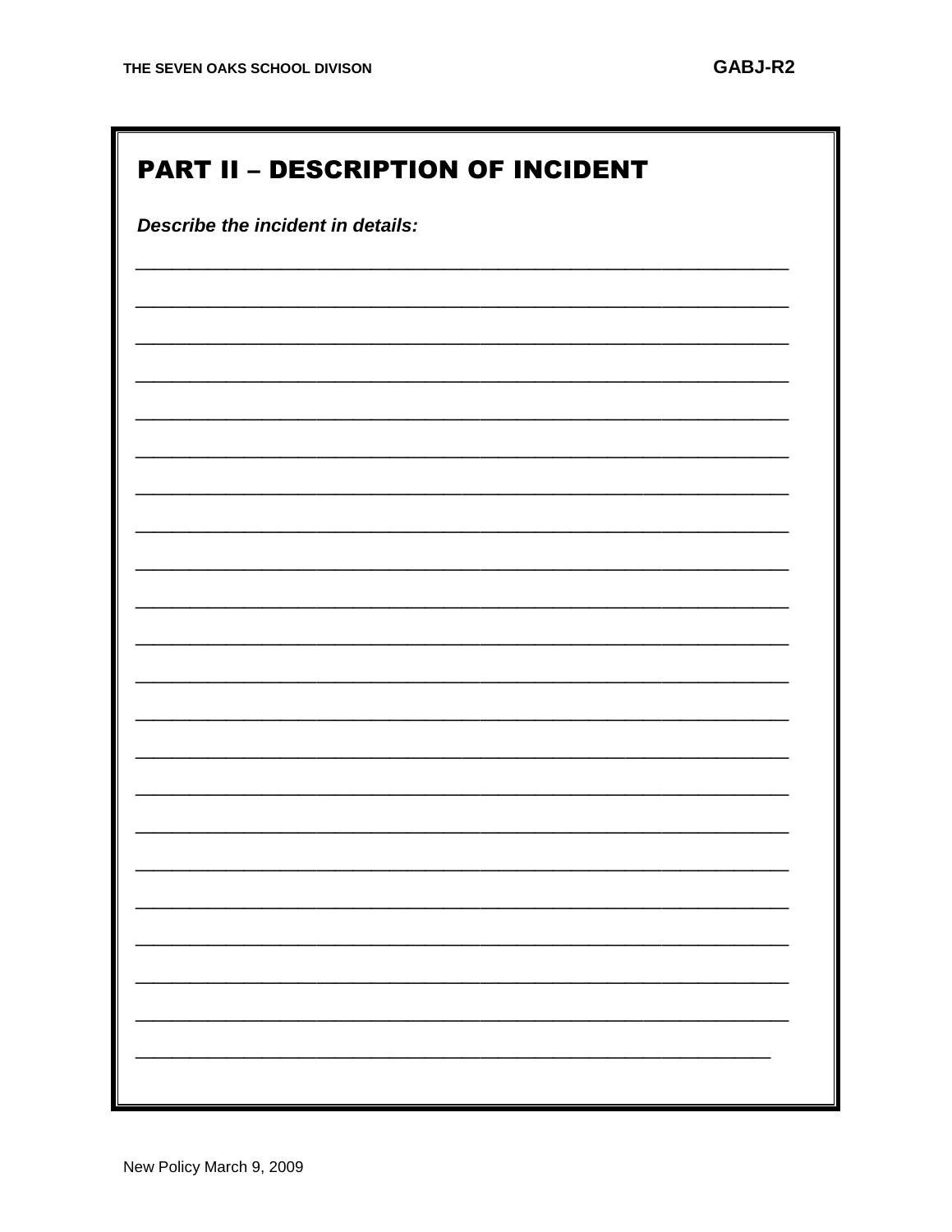## PART II – DESCRIPTION OF INCIDENT

***Describe the incident in details:***

______________________________________________________________________

______________________________________________________________________

______________________________________________________________________

______________________________________________________________________

______________________________________________________________________

______________________________________________________________________

______________________________________________________________________

______________________________________________________________________

______________________________________________________________________

______________________________________________________________________

______________________________________________________________________

______________________________________________________________________

______________________________________________________________________

______________________________________________________________________

______________________________________________________________________

______________________________________________________________________

______________________________________________________________________

______________________________________________________________________

______________________________________________________________________

______________________________________________________________________

______________________________________________________________________

____________________________________________________________________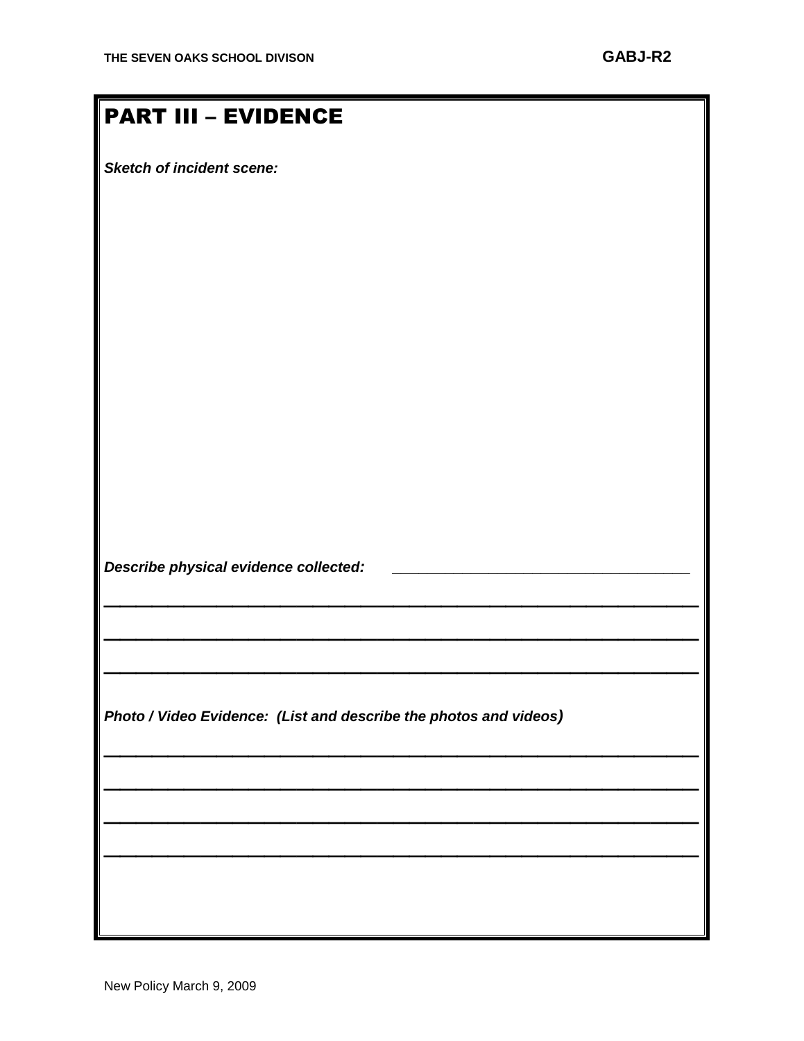## PART III – EVIDENCE

***Sketch of incident scene:***

***Describe physical evidence collected:*** ________________________________________

______________________________________________________________________

______________________________________________________________________

______________________________________________________________________

***Photo / Video Evidence: (List and describe the photos and videos)***

______________________________________________________________________

______________________________________________________________________

______________________________________________________________________

______________________________________________________________________

New Policy March 9, 2009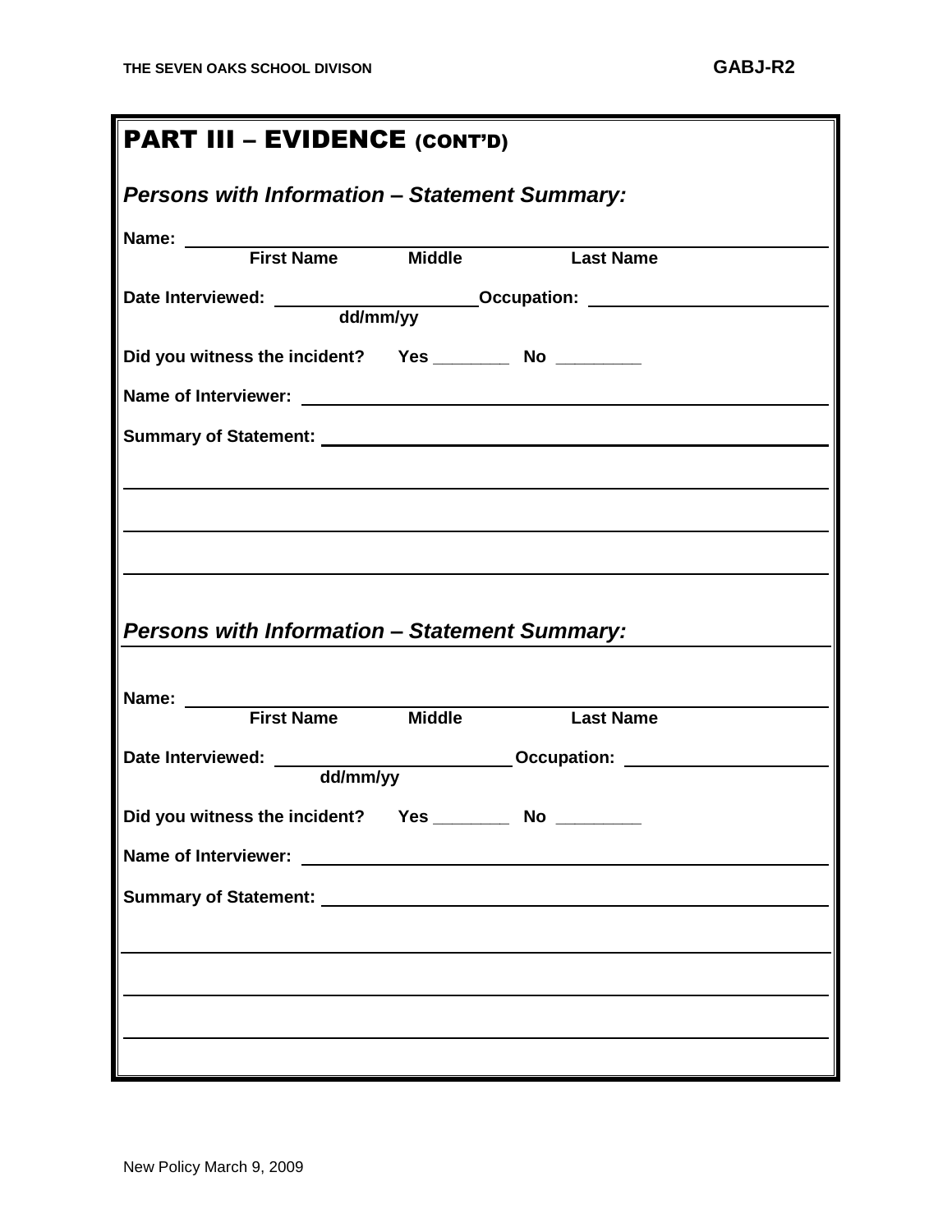## PART III – EVIDENCE (CONT'D)

### *Persons with Information – Statement Summary:*

**Name:** ______________________________________________
**First Name** **Middle** **Last Name**

**Date Interviewed:** ____________________ **Occupation:** ____________________
**dd/mm/yy**

**Did you witness the incident?** **Yes** ________ **No** ________

**Name of Interviewer:** ______________________________________________

**Summary of Statement:** ______________________________________________

______________________________________________

______________________________________________

______________________________________________

### *Persons with Information – Statement Summary:*

**Name:** ______________________________________________
**First Name** **Middle** **Last Name**

**Date Interviewed:** ____________________ **Occupation:** ____________________
**dd/mm/yy**

**Did you witness the incident?** **Yes** ________ **No** ________

**Name of Interviewer:** ______________________________________________

**Summary of Statement:** ______________________________________________

______________________________________________

______________________________________________

______________________________________________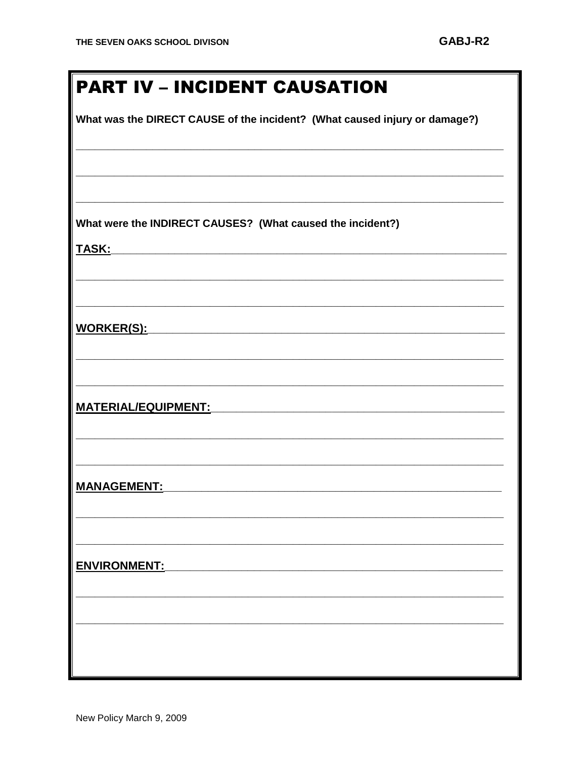## PART IV – INCIDENT CAUSATION

**What was the DIRECT CAUSE of the incident? (What caused injury or damage?)**

______________________________________________________________________

______________________________________________________________________

______________________________________________________________________

**What were the INDIRECT CAUSES? (What caused the incident?)**

**TASK:**______________________________________________________________

______________________________________________________________________

______________________________________________________________________

**WORKER(S):**_________________________________________________________

______________________________________________________________________

______________________________________________________________________

**MATERIAL/EQUIPMENT:**_________________________________________________

______________________________________________________________________

______________________________________________________________________

**MANAGEMENT:**_______________________________________________________

______________________________________________________________________

______________________________________________________________________

**ENVIRONMENT:**______________________________________________________

______________________________________________________________________

______________________________________________________________________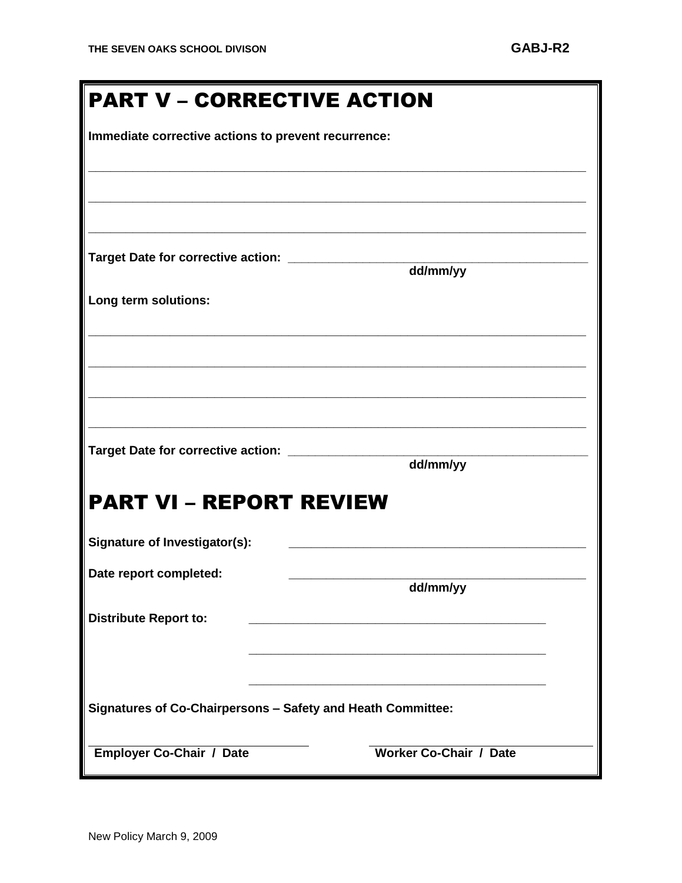## PART V – CORRECTIVE ACTION

**Immediate corrective actions to prevent recurrence:**

\_\_\_\_\_\_\_\_\_\_\_\_\_\_\_\_\_\_\_\_\_\_\_\_\_\_\_\_\_\_\_\_\_\_\_\_\_\_\_\_\_\_\_\_\_\_\_\_\_\_\_\_\_\_\_\_\_\_\_\_\_\_\_\_\_\_\_\_\_\_

\_\_\_\_\_\_\_\_\_\_\_\_\_\_\_\_\_\_\_\_\_\_\_\_\_\_\_\_\_\_\_\_\_\_\_\_\_\_\_\_\_\_\_\_\_\_\_\_\_\_\_\_\_\_\_\_\_\_\_\_\_\_\_\_\_\_\_\_\_\_

\_\_\_\_\_\_\_\_\_\_\_\_\_\_\_\_\_\_\_\_\_\_\_\_\_\_\_\_\_\_\_\_\_\_\_\_\_\_\_\_\_\_\_\_\_\_\_\_\_\_\_\_\_\_\_\_\_\_\_\_\_\_\_\_\_\_\_\_\_\_

**Target Date for corrective action:** \_\_\_\_\_\_\_\_\_\_\_\_\_\_\_\_\_\_\_\_\_\_\_\_\_\_\_\_\_\_\_\_\_\_\_\_\_\_\_\_
**dd/mm/yy**

**Long term solutions:**

\_\_\_\_\_\_\_\_\_\_\_\_\_\_\_\_\_\_\_\_\_\_\_\_\_\_\_\_\_\_\_\_\_\_\_\_\_\_\_\_\_\_\_\_\_\_\_\_\_\_\_\_\_\_\_\_\_\_\_\_\_\_\_\_\_\_\_\_\_\_

\_\_\_\_\_\_\_\_\_\_\_\_\_\_\_\_\_\_\_\_\_\_\_\_\_\_\_\_\_\_\_\_\_\_\_\_\_\_\_\_\_\_\_\_\_\_\_\_\_\_\_\_\_\_\_\_\_\_\_\_\_\_\_\_\_\_\_\_\_\_

\_\_\_\_\_\_\_\_\_\_\_\_\_\_\_\_\_\_\_\_\_\_\_\_\_\_\_\_\_\_\_\_\_\_\_\_\_\_\_\_\_\_\_\_\_\_\_\_\_\_\_\_\_\_\_\_\_\_\_\_\_\_\_\_\_\_\_\_\_\_

\_\_\_\_\_\_\_\_\_\_\_\_\_\_\_\_\_\_\_\_\_\_\_\_\_\_\_\_\_\_\_\_\_\_\_\_\_\_\_\_\_\_\_\_\_\_\_\_\_\_\_\_\_\_\_\_\_\_\_\_\_\_\_\_\_\_\_\_\_\_

**Target Date for corrective action:** \_\_\_\_\_\_\_\_\_\_\_\_\_\_\_\_\_\_\_\_\_\_\_\_\_\_\_\_\_\_\_\_\_\_\_\_\_\_\_\_
**dd/mm/yy**

## PART VI – REPORT REVIEW

**Signature of Investigator(s):** \_\_\_\_\_\_\_\_\_\_\_\_\_\_\_\_\_\_\_\_\_\_\_\_\_\_\_\_\_\_\_\_\_\_\_\_\_\_\_\_

**Date report completed:** \_\_\_\_\_\_\_\_\_\_\_\_\_\_\_\_\_\_\_\_\_\_\_\_\_\_\_\_\_\_\_\_\_\_\_\_\_\_\_\_
**dd/mm/yy**

**Distribute Report to:** \_\_\_\_\_\_\_\_\_\_\_\_\_\_\_\_\_\_\_\_\_\_\_\_\_\_\_\_\_\_\_\_\_\_\_\_\_\_\_\_

\_\_\_\_\_\_\_\_\_\_\_\_\_\_\_\_\_\_\_\_\_\_\_\_\_\_\_\_\_\_\_\_\_\_\_\_\_\_\_\_

\_\_\_\_\_\_\_\_\_\_\_\_\_\_\_\_\_\_\_\_\_\_\_\_\_\_\_\_\_\_\_\_\_\_\_\_\_\_\_\_

**Signatures of Co-Chairpersons – Safety and Heath Committee:**

\_\_\_\_\_\_\_\_\_\_\_\_\_\_\_\_\_\_\_\_\_\_\_\_\_\_\_\_\_\_ \_\_\_\_\_\_\_\_\_\_\_\_\_\_\_\_\_\_\_\_\_\_\_\_\_\_\_\_\_\_
**Employer Co-Chair / Date** **Worker Co-Chair / Date**

New Policy March 9, 2009